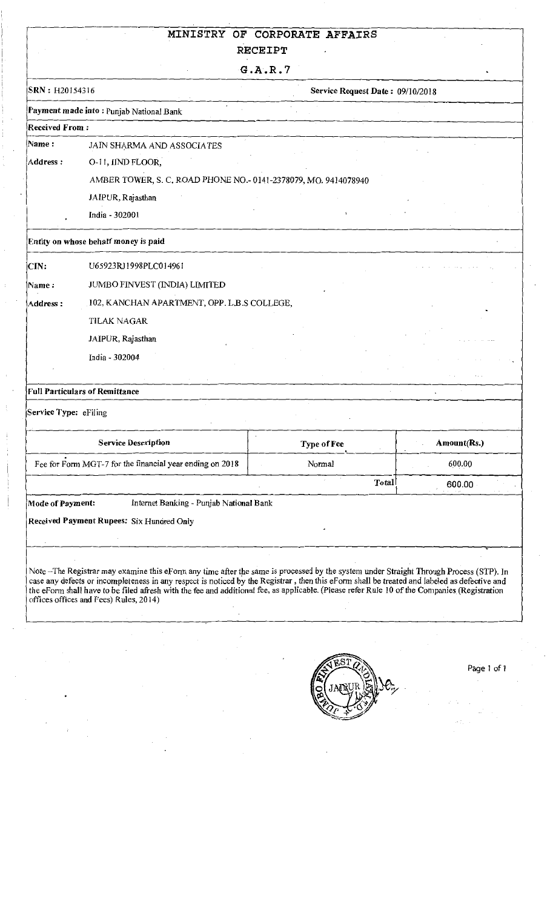# MINISTRY OF CORPORATE AFFAIRS

## RECEIPT

## G.A.R.7

**SRN :** H20154316 **Service Request Date :** 09/10/2018

**Payment made into :** Punjab National Bank

**Received From :**

**Name :** JAIN SHARMA AND ASSOCIATES

**Address :** O-11, IIND FLOOR,

AMBER TOWER, S. C. ROAD PHONE NO.- 0141-2378079, MO. 9414078940

JAIPUR, Rajasthan

India - 302001

**Entity on whose behalf money is paid**

**CIN:** U65923RJ1998PLC014961

**Name :** JUMBO FINVEST (INDIA) LIMITED

**Address :** 102, KANCHAN APARTMENT, OPP. L.B.S COLLEGE,

TILAK NAGAR

JAIPUR, Rajasthan

India - 302004

**Full Particulars of Remittance**

**Service Type:** eFiling

| Service Description | Type of Fee | Amount(Rs.) |
|---|---|---|
| Fee for Form MGT-7 for the financial year ending on 2018 | Normal | 600.00 |
| | **Total** | 600.00 |

**Mode of Payment:** Internet Banking - Punjab National Bank

**Received Payment Rupees:** Six Hundred Only

Note –The Registrar may examine this eForm any time after the same is processed by the system under Straight Through Process (STP). In case any defects or incompleteness in any respect is noticed by the Registrar , then this eForm shall be treated and labeled as defective and the eForm shall have to be filed afresh with the fee and additional fee, as applicable. (Please refer Rule 10 of the Companies (Registration offices offices and Fees) Rules, 2014)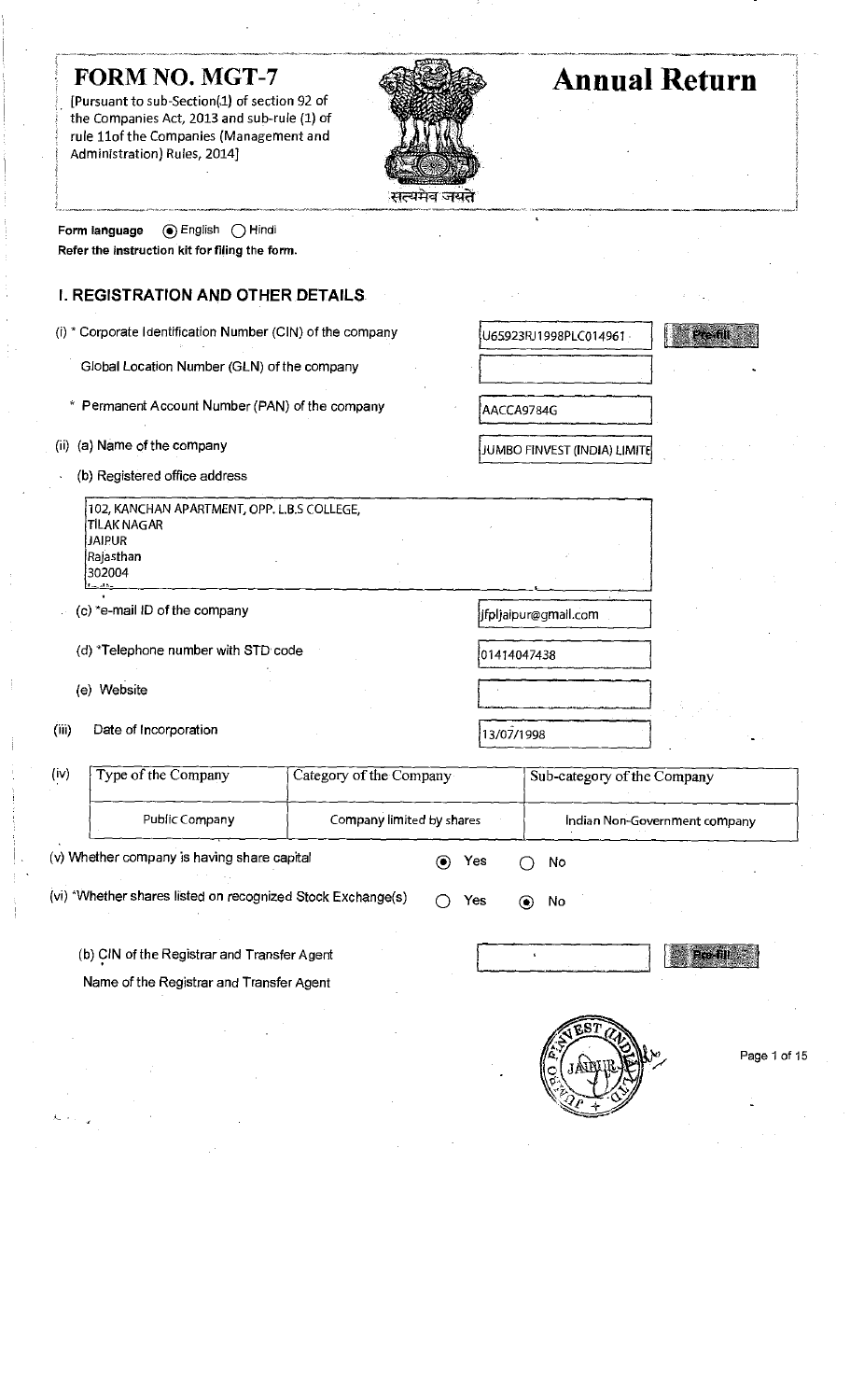# FORM NO. MGT-7

[Pursuant to sub-Section(1) of section 92 of the Companies Act, 2013 and sub-rule (1) of rule 11of the Companies (Management and Administration) Rules, 2014]

# Annual Return

सत्यमेव जयते

Form language (●) English ( ) Hindi

**Refer the instruction kit for filing the form.**

## I. REGISTRATION AND OTHER DETAILS

(i) * Corporate Identification Number (CIN) of the company: U65923RJ1998PLC014961 [Pre-fill]

Global Location Number (GLN) of the company:

\* Permanent Account Number (PAN) of the company: AACCA9784G

(ii) (a) Name of the company: JUMBO FINVEST (INDIA) LIMITE

(b) Registered office address

102, KANCHAN APARTMENT, OPP. L.B.S COLLEGE,
TILAK NAGAR
JAIPUR
Rajasthan
302004

(c) *e-mail ID of the company: jfpljaipur@gmail.com

(d) *Telephone number with STD code: 01414047438

(e) Website:

(iii) Date of Incorporation: 13/07/1998

(iv)

| Type of the Company | Category of the Company | Sub-category of the Company |
|---|---|---|
| Public Company | Company limited by shares | Indian Non-Government company |

(v) Whether company is having share capital (●) Yes ( ) No

(vi) *Whether shares listed on recognized Stock Exchange(s) ( ) Yes (●) No

(b) CIN of the Registrar and Transfer Agent: [Pre-fill]

Name of the Registrar and Transfer Agent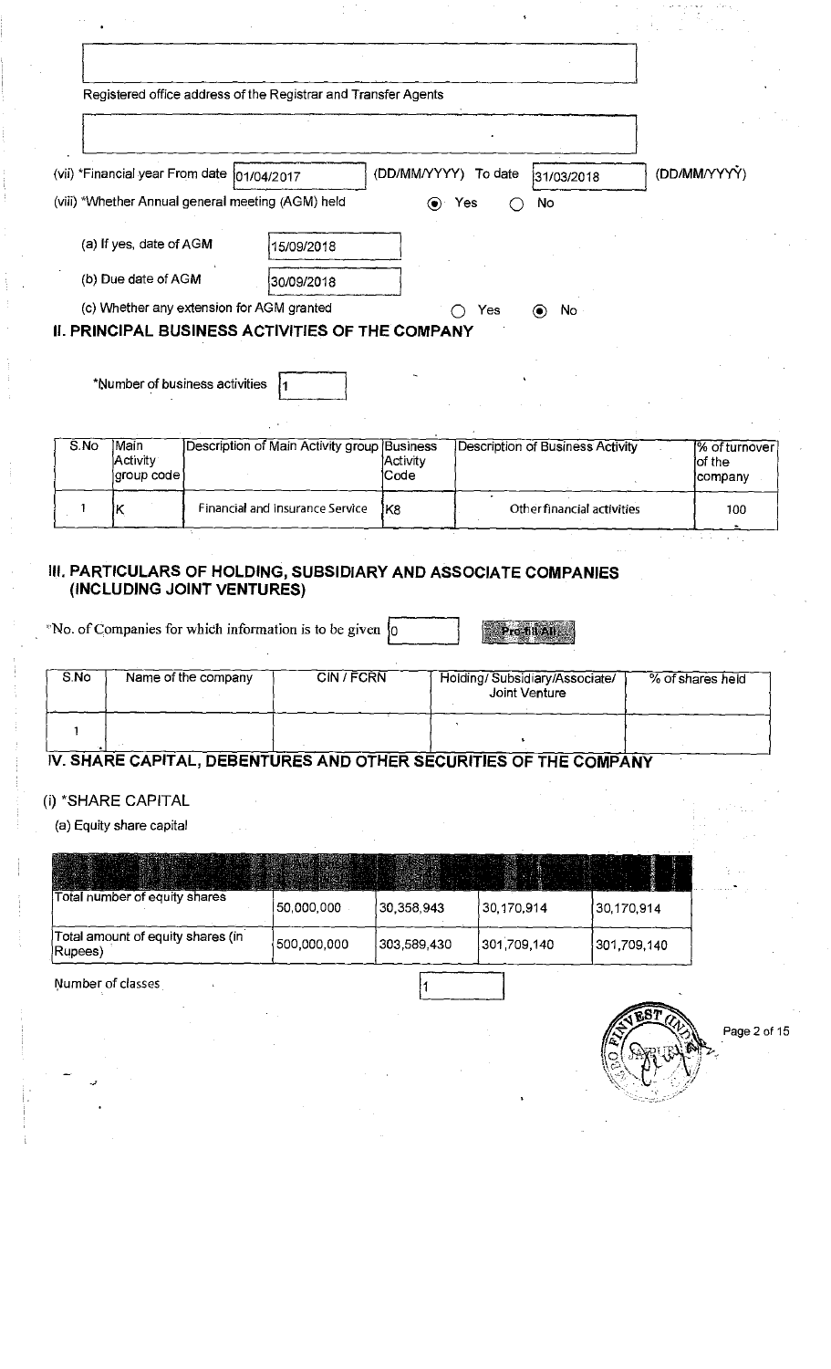Registered office address of the Registrar and Transfer Agents

(vii) *Financial year From date 01/04/2017 (DD/MM/YYYY) To date 31/03/2018 (DD/MM/YYYY)

(viii) *Whether Annual general meeting (AGM) held ◉ Yes ○ No

(a) If yes, date of AGM 15/09/2018

(b) Due date of AGM 30/09/2018

(c) Whether any extension for AGM granted ○ Yes ◉ No

## II. PRINCIPAL BUSINESS ACTIVITIES OF THE COMPANY

*Number of business activities 1

| S.No | Main Activity group code | Description of Main Activity group | Business Activity Code | Description of Business Activity | % of turnover of the company |
|---|---|---|---|---|---|
| 1 | K | Financial and Insurance Service | K8 | Other financial activities | 100 |

## III. PARTICULARS OF HOLDING, SUBSIDIARY AND ASSOCIATE COMPANIES (INCLUDING JOINT VENTURES)

*No. of Companies for which information is to be given 0 Pre-fill All

| S.No | Name of the company | CIN / FCRN | Holding/ Subsidiary/Associate/ Joint Venture | % of shares held |
|---|---|---|---|---|
| 1 | | | | |

## IV. SHARE CAPITAL, DEBENTURES AND OTHER SECURITIES OF THE COMPANY

(i) *SHARE CAPITAL

(a) Equity share capital

| | | | | |
|---|---|---|---|---|
| Total number of equity shares | 50,000,000 | 30,358,943 | 30,170,914 | 30,170,914 |
| Total amount of equity shares (in Rupees) | 500,000,000 | 303,589,430 | 301,709,140 | 301,709,140 |

Number of classes 1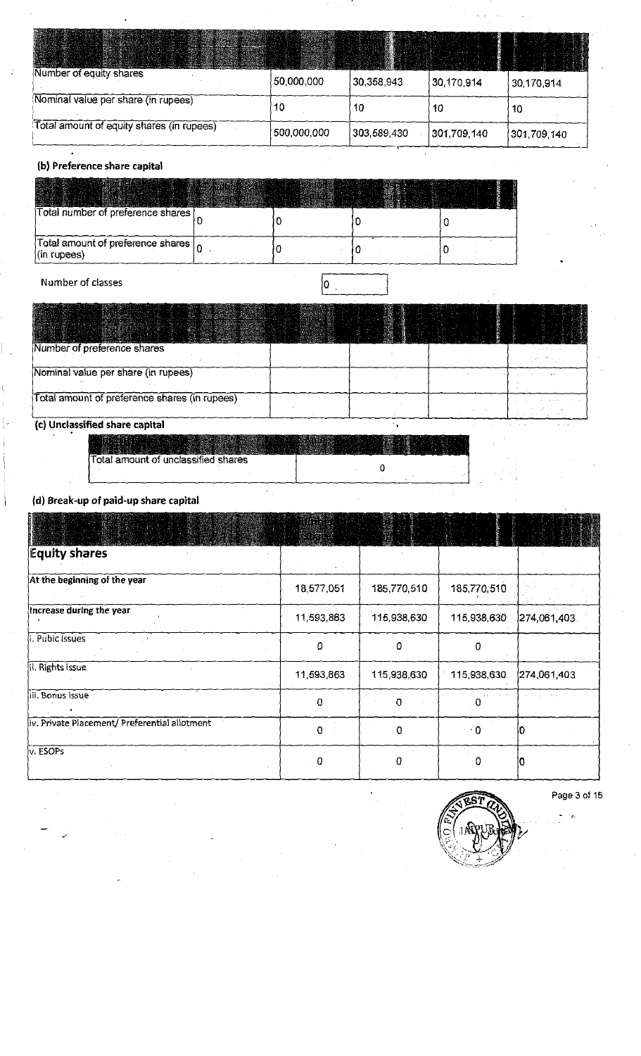| | | | | |
|---|---|---|---|---|
| Number of equity shares | 50,000,000 | 30,358,943 | 30,170,914 | 30,170,914 |
| Nominal value per share (in rupees) | 10 | 10 | 10 | 10 |
| Total amount of equity shares (in rupees) | 500,000,000 | 303,589,430 | 301,709,140 | 301,709,140 |

**(b) Preference share capital**

| | | | | |
|---|---|---|---|---|
| Total number of preference shares | 0 | 0 | 0 | 0 |
| Total amount of preference shares (in rupees) | 0 | 0 | 0 | 0 |

Number of classes: 0

| | | | | |
|---|---|---|---|---|
| Number of preference shares | | | | |
| Nominal value per share (in rupees) | | | | |
| Total amount of preference shares (in rupees) | | | | |

**(c) Unclassified share capital**

| | |
|---|---|
| Total amount of unclassified shares | 0 |

**(d) Break-up of paid-up share capital**

| | | | | |
|---|---|---|---|---|
| **Equity shares** | | | | |
| At the beginning of the year | 18,577,051 | 185,770,510 | 185,770,510 | |
| Increase during the year | 11,593,863 | 115,938,630 | 115,938,630 | 274,061,403 |
| i. Pubic Issues | 0 | 0 | 0 | |
| ii. Rights issue | 11,593,863 | 115,938,630 | 115,938,630 | 274,061,403 |
| iii. Bonus issue | 0 | 0 | 0 | |
| iv. Private Placement/ Preferential allotment | 0 | 0 | 0 | 0 |
| v. ESOPs | 0 | 0 | 0 | 0 |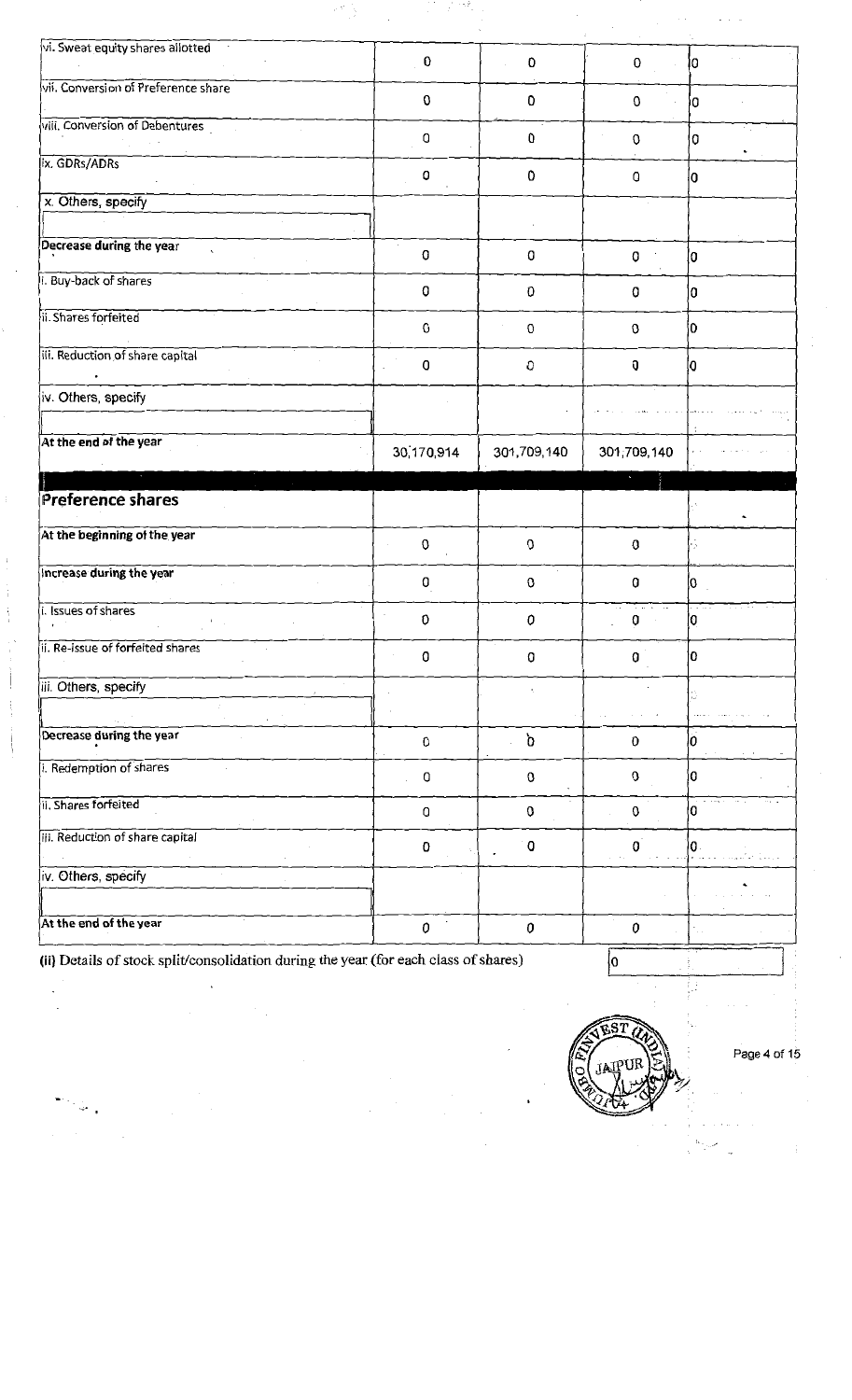| | | | | |
|---|---|---|---|---|
| vi. Sweat equity shares allotted | 0 | 0 | 0 | 0 |
| vii. Conversion of Preference share | 0 | 0 | 0 | 0 |
| viii. Conversion of Debentures | 0 | 0 | 0 | 0 |
| ix. GDRs/ADRs | 0 | 0 | 0 | 0 |
| x. Others, specify | | | | |
| **Decrease during the year** | 0 | 0 | 0 | 0 |
| i. Buy-back of shares | 0 | 0 | 0 | 0 |
| ii. Shares forfeited | 0 | 0 | 0 | 0 |
| iii. Reduction of share capital | 0 | 0 | 0 | 0 |
| iv. Others, specify | | | | |
| **At the end of the year** | 30,170,914 | 301,709,140 | 301,709,140 | |

| | | | | |
|---|---|---|---|---|
| **Preference shares** | | | | |
| **At the beginning of the year** | 0 | 0 | 0 | |
| **Increase during the year** | 0 | 0 | 0 | 0 |
| i. Issues of shares | 0 | 0 | 0 | 0 |
| ii. Re-issue of forfeited shares | 0 | 0 | 0 | 0 |
| iii. Others, specify | | | | |
| **Decrease during the year** | 0 | 0 | 0 | 0 |
| i. Redemption of shares | 0 | 0 | 0 | 0 |
| ii. Shares forfeited | 0 | 0 | 0 | 0 |
| iii. Reduction of share capital | 0 | 0 | 0 | 0 |
| iv. Others, specify | | | | |
| **At the end of the year** | 0 | 0 | 0 | |

**(ii)** Details of stock split/consolidation during the year (for each class of shares) | 0 |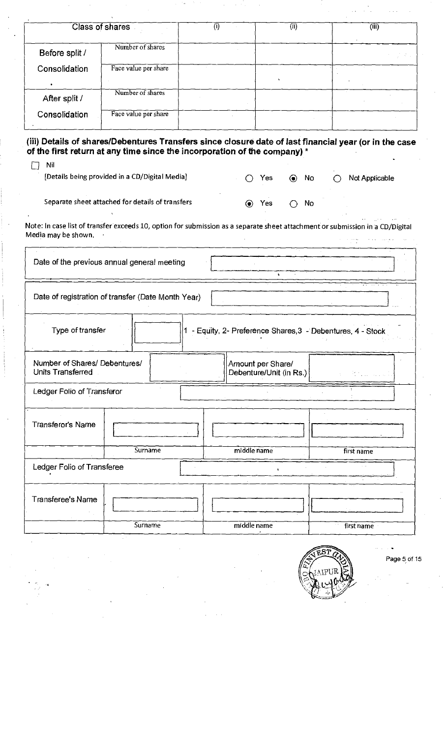| Class of shares | | (i) | (ii) | (iii) |
|---|---|---|---|---|
| Before split / Consolidation | Number of shares | | | |
| | Face value per share | | | |
| After split / Consolidation | Number of shares | | | |
| | Face value per share | | | |

### (iii) Details of shares/Debentures Transfers since closure date of last financial year (or in the case of the first return at any time since the incorporation of the company) *

☐ Nil

[Details being provided in a CD/Digital Media] ○ Yes ◉ No ○ Not Applicable

Separate sheet attached for details of transfers ◉ Yes ○ No

Note: In case list of transfer exceeds 10, option for submission as a separate sheet attachment or submission in a CD/Digital Media may be shown.

| | | | |
|---|---|---|---|
| Date of the previous annual general meeting | | | |
| Date of registration of transfer (Date Month Year) | | | |
| Type of transfer | | 1 - Equity, 2- Preference Shares,3 - Debentures, 4 - Stock | |
| Number of Shares/ Debentures/ Units Transferred | | Amount per Share/ Debenture/Unit (in Rs.) | |
| Ledger Folio of Transferor | | | |
| Transferor's Name | | | |
| | Surname | middle name | first name |
| Ledger Folio of Transferee | | | |
| Transferee's Name | | | |
| | Surname | middle name | first name |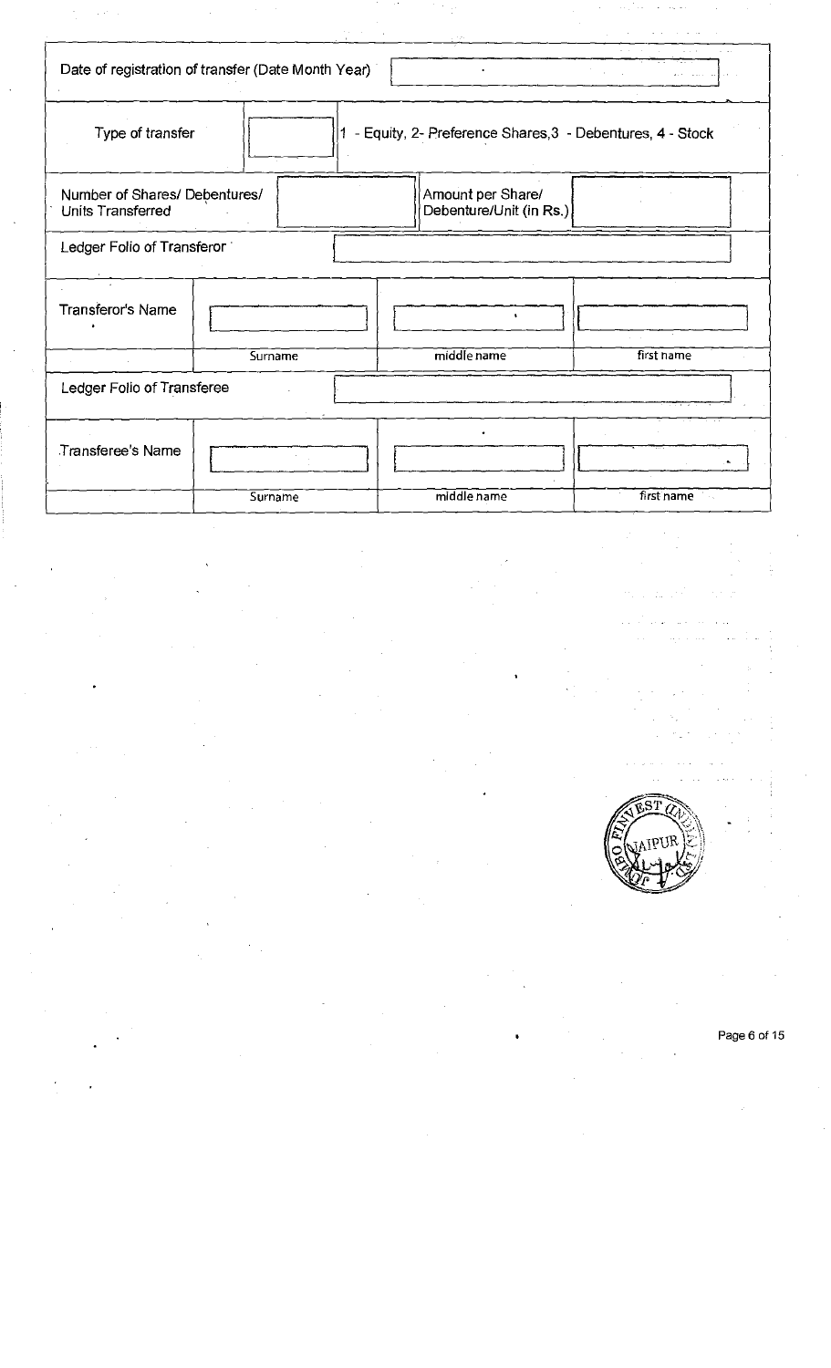| Date of registration of transfer (Date Month Year) | | | |
|---|---|---|---|
| Type of transfer | | 1 - Equity, 2- Preference Shares,3 - Debentures, 4 - Stock | |
| Number of Shares/ Debentures/ Units Transferred | | Amount per Share/ Debenture/Unit (in Rs.) | |
| Ledger Folio of Transferor | | | |
| Transferor's Name | | | |
| | Surname | middle name | first name |
| Ledger Folio of Transferee | | | |
| Transferee's Name | | | |
| | Surname | middle name | first name |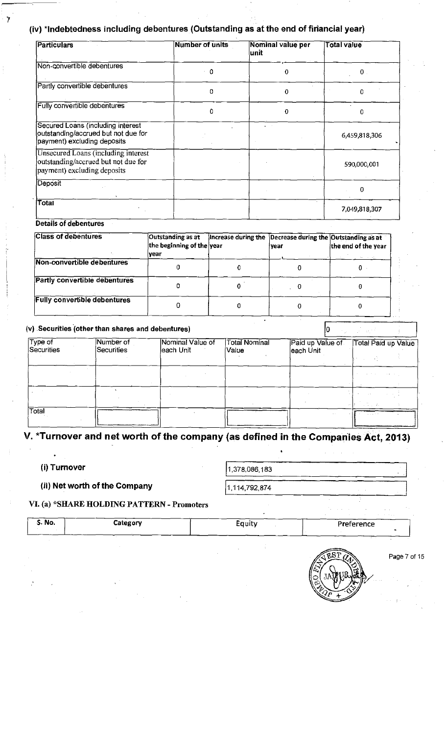### (iv) *Indebtedness including debentures (Outstanding as at the end of financial year)

| Particulars | Number of units | Nominal value per unit | Total value |
|---|---|---|---|
| Non-convertible debentures | 0 | 0 | 0 |
| Partly convertible debentures | 0 | 0 | 0 |
| Fully convertible debentures | 0 | 0 | 0 |
| Secured Loans (including interest outstanding/accrued but not due for payment) excluding deposits | | | 6,459,818,306 |
| Unsecured Loans (including interest outstanding/accrued but not due for payment) excluding deposits | | | 590,000,001 |
| Deposit | | | 0 |
| Total | | | 7,049,818,307 |

**Details of debentures**

| Class of debentures | Outstanding as at the beginning of the year | Increase during the year | Decrease during the year | Outstanding as at the end of the year |
|---|---|---|---|---|
| Non-convertible debentures | 0 | 0 | 0 | 0 |
| Partly convertible debentures | 0 | 0 | 0 | 0 |
| Fully convertible debentures | 0 | 0 | 0 | 0 |

### (v) Securities (other than shares and debentures)

0

| Type of Securities | Number of Securities | Nominal Value of each Unit | Total Nominal Value | Paid up Value of each Unit | Total Paid up Value |
|---|---|---|---|---|---|
| | | | | | |
| | | | | | |
| Total | | | | | |

## V. *Turnover and net worth of the company (as defined in the Companies Act, 2013)

**(i) Turnover** 1,378,086,183

**(ii) Net worth of the Company** 1,114,792,874

### VI. (a) *SHARE HOLDING PATTERN - Promoters

| S. No. | Category | Equity | Preference |
|---|---|---|---|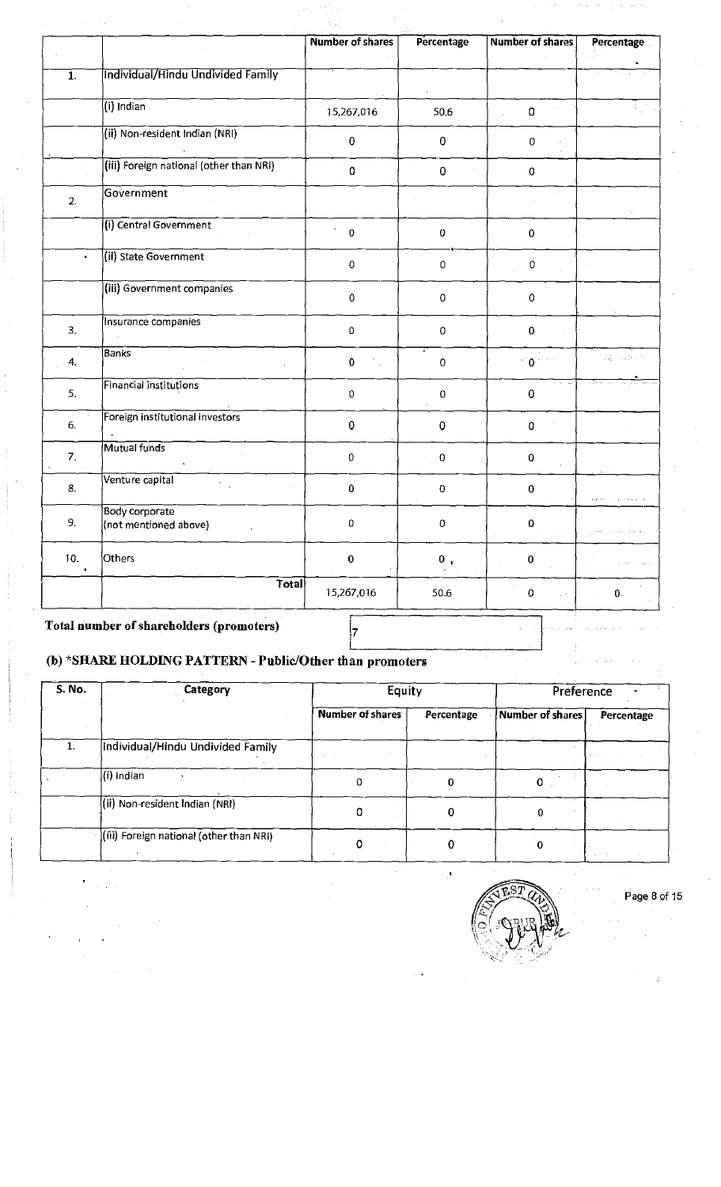| | | Number of shares | Percentage | Number of shares | Percentage |
|---|---|---|---|---|---|
| 1. | Individual/Hindu Undivided Family | | | | |
| | (i) Indian | 15,267,016 | 50.6 | 0 | |
| | (ii) Non-resident Indian (NRI) | 0 | 0 | 0 | |
| | (iii) Foreign national (other than NRI) | 0 | 0 | 0 | |
| 2. | Government | | | | |
| | (i) Central Government | 0 | 0 | 0 | |
| | (ii) State Government | 0 | 0 | 0 | |
| | (iii) Government companies | 0 | 0 | 0 | |
| 3. | Insurance companies | 0 | 0 | 0 | |
| 4. | Banks | 0 | 0 | 0 | |
| 5. | Financial institutions | 0 | 0 | 0 | |
| 6. | Foreign institutional investors | 0 | 0 | 0 | |
| 7. | Mutual funds | 0 | 0 | 0 | |
| 8. | Venture capital | 0 | 0 | 0 | |
| 9. | Body corporate (not mentioned above) | 0 | 0 | 0 | |
| 10. | Others | 0 | 0 | 0 | |
| | Total | 15,267,016 | 50.6 | 0 | 0 |

**Total number of shareholders (promoters)** 7

## (b) *SHARE HOLDING PATTERN - Public/Other than promoters

| S. No. | Category | Equity | | Preference | |
|---|---|---|---|---|---|
| | | Number of shares | Percentage | Number of shares | Percentage |
| 1. | Individual/Hindu Undivided Family | | | | |
| | (i) Indian | 0 | 0 | 0 | |
| | (ii) Non-resident Indian (NRI) | 0 | 0 | 0 | |
| | (iii) Foreign national (other than NRI) | 0 | 0 | 0 | |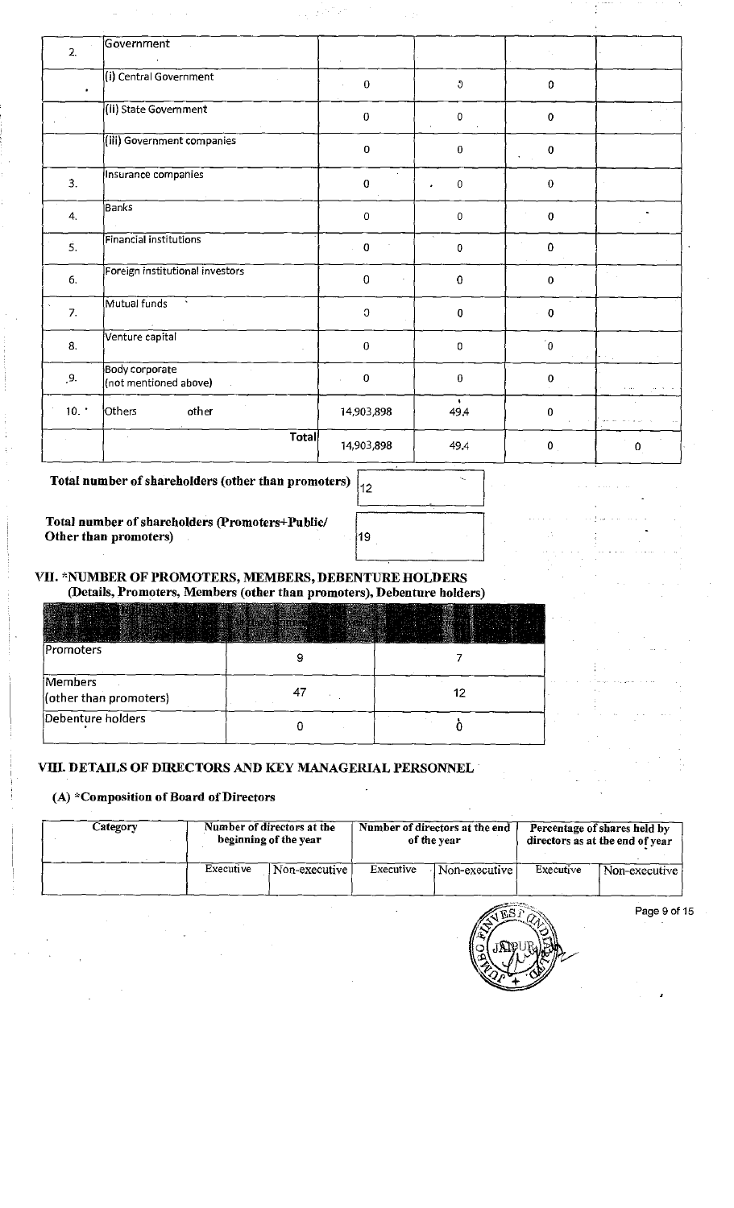| 2. | Government | | | | |
|---|---|---|---|---|---|
| | (i) Central Government | 0 | 0 | 0 | |
| | (ii) State Government | 0 | 0 | 0 | |
| | (iii) Government companies | 0 | 0 | 0 | |
| 3. | Insurance companies | 0 | 0 | 0 | |
| 4. | Banks | 0 | 0 | 0 | |
| 5. | Financial institutions | 0 | 0 | 0 | |
| 6. | Foreign institutional investors | 0 | 0 | 0 | |
| 7. | Mutual funds | 0 | 0 | 0 | |
| 8. | Venture capital | 0 | 0 | 0 | |
| 9. | Body corporate (not mentioned above) | 0 | 0 | 0 | |
| 10. | Others other | 14,903,898 | 49.4 | 0 | |
| | Total | 14,903,898 | 49.4 | 0 | 0 |

**Total number of shareholders (other than promoters)** 12

**Total number of shareholders (Promoters+Public/ Other than promoters)** 19

### VII. *NUMBER OF PROMOTERS, MEMBERS, DEBENTURE HOLDERS

**(Details, Promoters, Members (other than promoters), Debenture holders)**

| | | |
|---|---|---|
| Promoters | 9 | 7 |
| Members (other than promoters) | 47 | 12 |
| Debenture holders | 0 | 0 |

### VIII. DETAILS OF DIRECTORS AND KEY MANAGERIAL PERSONNEL

#### (A) *Composition of Board of Directors

| Category | Number of directors at the beginning of the year | | Number of directors at the end of the year | | Percentage of shares held by directors as at the end of year | |
|---|---|---|---|---|---|---|
| | Executive | Non-executive | Executive | Non-executive | Executive | Non-executive |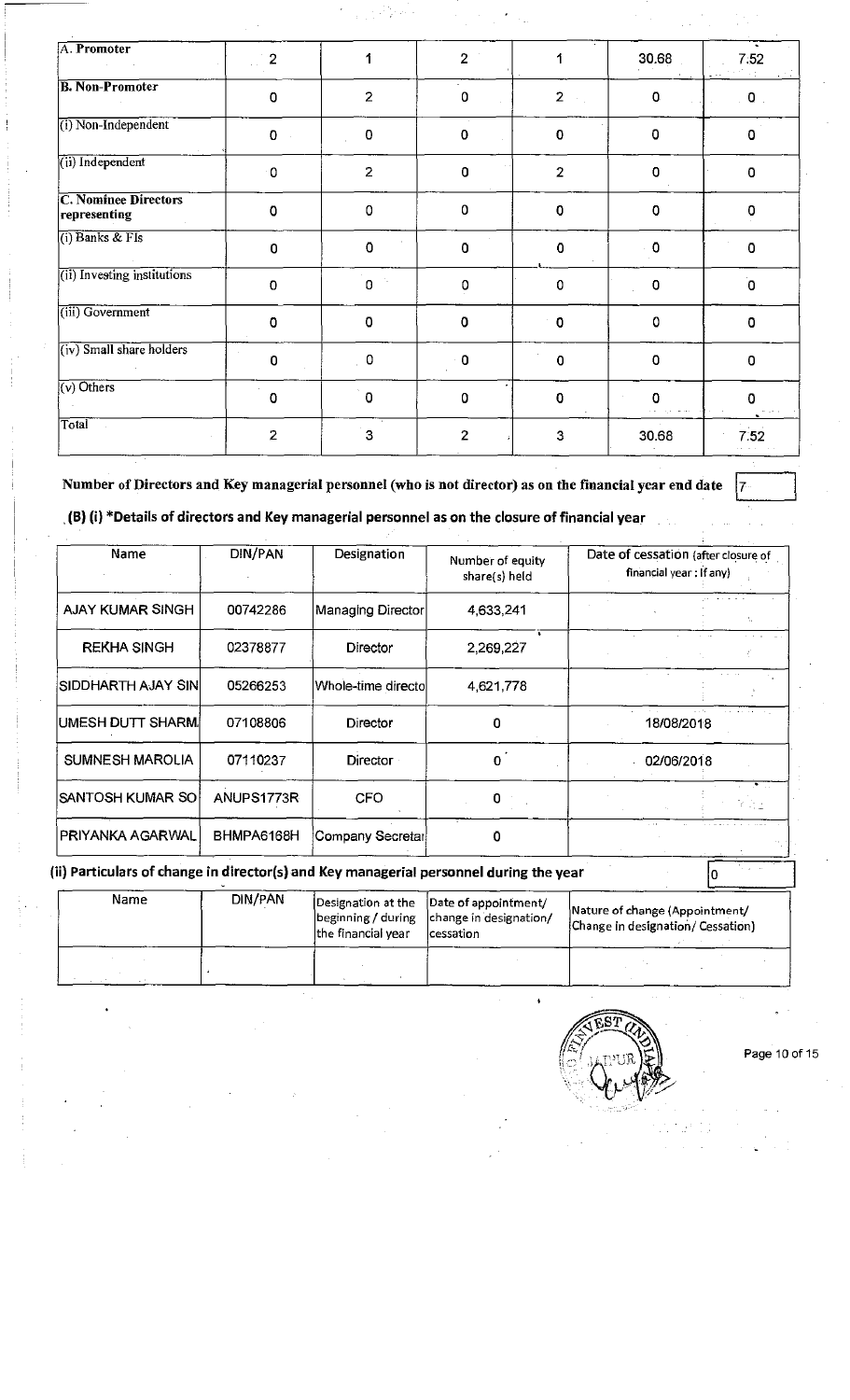| A. Promoter | 2 | 1 | 2 | 1 | 30.68 | 7.52 |
|---|---|---|---|---|---|---|
| **B. Non-Promoter** | 0 | 2 | 0 | 2 | 0 | 0 |
| (i) Non-Independent | 0 | 0 | 0 | 0 | 0 | 0 |
| (ii) Independent | 0 | 2 | 0 | 2 | 0 | 0 |
| **C. Nominee Directors representing** | 0 | 0 | 0 | 0 | 0 | 0 |
| (i) Banks & FIs | 0 | 0 | 0 | 0 | 0 | 0 |
| (ii) Investing institutions | 0 | 0 | 0 | 0 | 0 | 0 |
| (iii) Government | 0 | 0 | 0 | 0 | 0 | 0 |
| (iv) Small share holders | 0 | 0 | 0 | 0 | 0 | 0 |
| (v) Others | 0 | 0 | 0 | 0 | 0 | 0 |
| Total | 2 | 3 | 2 | 3 | 30.68 | 7.52 |

**Number of Directors and Key managerial personnel (who is not director) as on the financial year end date** 7

### (B) (i) *Details of directors and Key managerial personnel as on the closure of financial year

| Name | DIN/PAN | Designation | Number of equity share(s) held | Date of cessation (after closure of financial year : If any) |
|---|---|---|---|---|
| AJAY KUMAR SINGH | 00742286 | Managing Director | 4,633,241 | |
| REKHA SINGH | 02378877 | Director | 2,269,227 | |
| SIDDHARTH AJAY SIN | 05266253 | Whole-time directo | 4,621,778 | |
| UMESH DUTT SHARM | 07108806 | Director | 0 | 18/08/2018 |
| SUMNESH MAROLIA | 07110237 | Director | 0 | 02/06/2018 |
| SANTOSH KUMAR SO | ANUPS1773R | CFO | 0 | |
| PRIYANKA AGARWAL | BHMPA6168H | Company Secretar | 0 | |

### (ii) Particulars of change in director(s) and Key managerial personnel during the year 0

| Name | DIN/PAN | Designation at the beginning / during the financial year | Date of appointment/ change in designation/ cessation | Nature of change (Appointment/ Change in designation/ Cessation) |
|---|---|---|---|---|
| | | | | |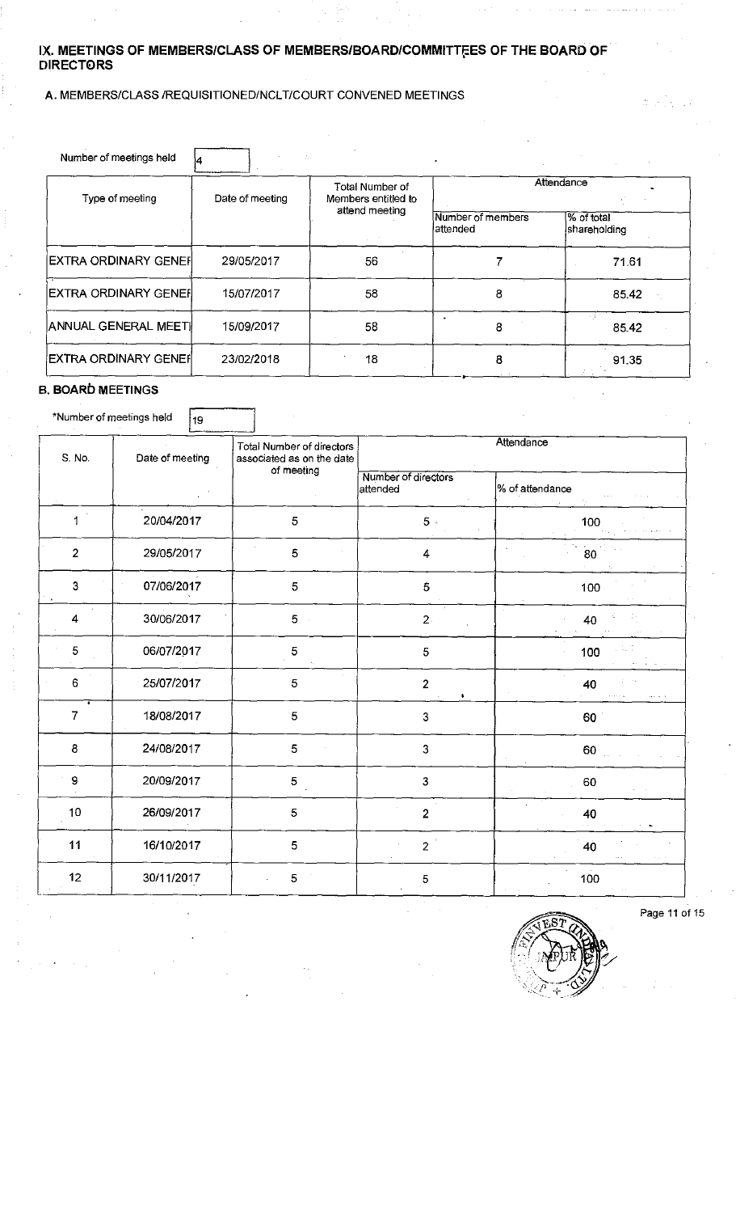## IX. MEETINGS OF MEMBERS/CLASS OF MEMBERS/BOARD/COMMITTEES OF THE BOARD OF DIRECTORS

### A. MEMBERS/CLASS /REQUISITIONED/NCLT/COURT CONVENED MEETINGS

Number of meetings held: 4

| Type of meeting | Date of meeting | Total Number of Members entitled to attend meeting | Attendance | |
|---|---|---|---|---|
| | | | Number of members attended | % of total shareholding |
| EXTRA ORDINARY GENEF | 29/05/2017 | 56 | 7 | 71.61 |
| EXTRA ORDINARY GENEF | 15/07/2017 | 58 | 8 | 85.42 |
| ANNUAL GENERAL MEETI | 15/09/2017 | 58 | 8 | 85.42 |
| EXTRA ORDINARY GENEF | 23/02/2018 | 18 | 8 | 91.35 |

### B. BOARD MEETINGS

*Number of meetings held: 19

| S. No. | Date of meeting | Total Number of directors associated as on the date of meeting | Attendance | |
|---|---|---|---|---|
| | | | Number of directors attended | % of attendance |
| 1 | 20/04/2017 | 5 | 5 | 100 |
| 2 | 29/05/2017 | 5 | 4 | 80 |
| 3 | 07/06/2017 | 5 | 5 | 100 |
| 4 | 30/06/2017 | 5 | 2 | 40 |
| 5 | 06/07/2017 | 5 | 5 | 100 |
| 6 | 25/07/2017 | 5 | 2 | 40 |
| 7 | 18/08/2017 | 5 | 3 | 60 |
| 8 | 24/08/2017 | 5 | 3 | 60 |
| 9 | 20/09/2017 | 5 | 3 | 60 |
| 10 | 26/09/2017 | 5 | 2 | 40 |
| 11 | 16/10/2017 | 5 | 2 | 40 |
| 12 | 30/11/2017 | 5 | 5 | 100 |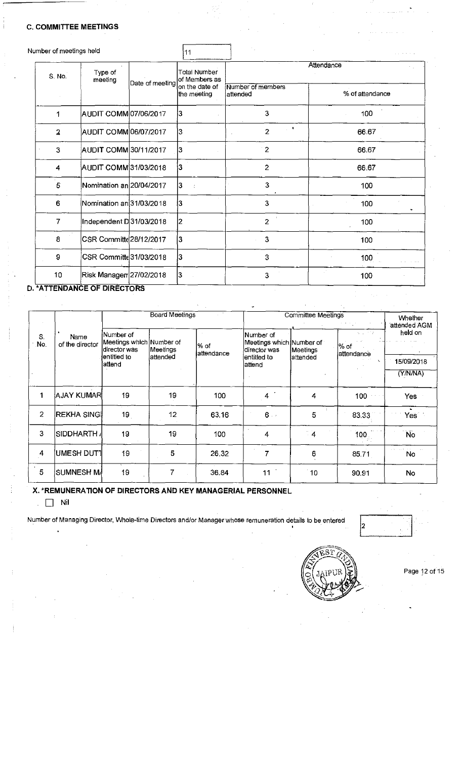### C. COMMITTEE MEETINGS

Number of meetings held: 11

| S. No. | Type of meeting | Date of meeting | Total Number of Members as on the date of the meeting | Attendance | |
|---|---|---|---|---|---|
| | | | | Number of members attended | % of attendance |
| 1 | AUDIT COMM | 07/06/2017 | 3 | 3 | 100 |
| 2 | AUDIT COMM | 06/07/2017 | 3 | 2 | 66.67 |
| 3 | AUDIT COMM | 30/11/2017 | 3 | 2 | 66.67 |
| 4 | AUDIT COMM | 31/03/2018 | 3 | 2 | 66.67 |
| 5 | Nomination an | 20/04/2017 | 3 | 3 | 100 |
| 6 | Nomination an | 31/03/2018 | 3 | 3 | 100 |
| 7 | Independent D | 31/03/2018 | 2 | 2 | 100 |
| 8 | CSR Committe | 28/12/2017 | 3 | 3 | 100 |
| 9 | CSR Committe | 31/03/2018 | 3 | 3 | 100 |
| 10 | Risk Managem | 27/02/2018 | 3 | 3 | 100 |

### D. *ATTENDANCE OF DIRECTORS

| S. No. | Name of the director | Board Meetings | | | Committee Meetings | | | Whether attended AGM held on |
|---|---|---|---|---|---|---|---|---|
| | | Number of Meetings which director was entitled to attend | Number of Meetings attended | % of attendance | Number of Meetings which director was entitled to attend | Number of Meetings attended | % of attendance | 15/09/2018 (Y/N/NA) |
| 1 | AJAY KUMAR | 19 | 19 | 100 | 4 | 4 | 100 | Yes |
| 2 | REKHA SINGI | 19 | 12 | 63.16 | 6 | 5 | 83.33 | Yes |
| 3 | SIDDHARTH / | 19 | 19 | 100 | 4 | 4 | 100 | No |
| 4 | UMESH DUTT | 19 | 5 | 26.32 | 7 | 6 | 85.71 | No |
| 5 | SUMNESH M/ | 19 | 7 | 36.84 | 11 | 10 | 90.91 | No |

### X. *REMUNERATION OF DIRECTORS AND KEY MANAGERIAL PERSONNEL

☐ Nil

Number of Managing Director, Whole-time Directors and/or Manager whose remuneration details to be entered: 2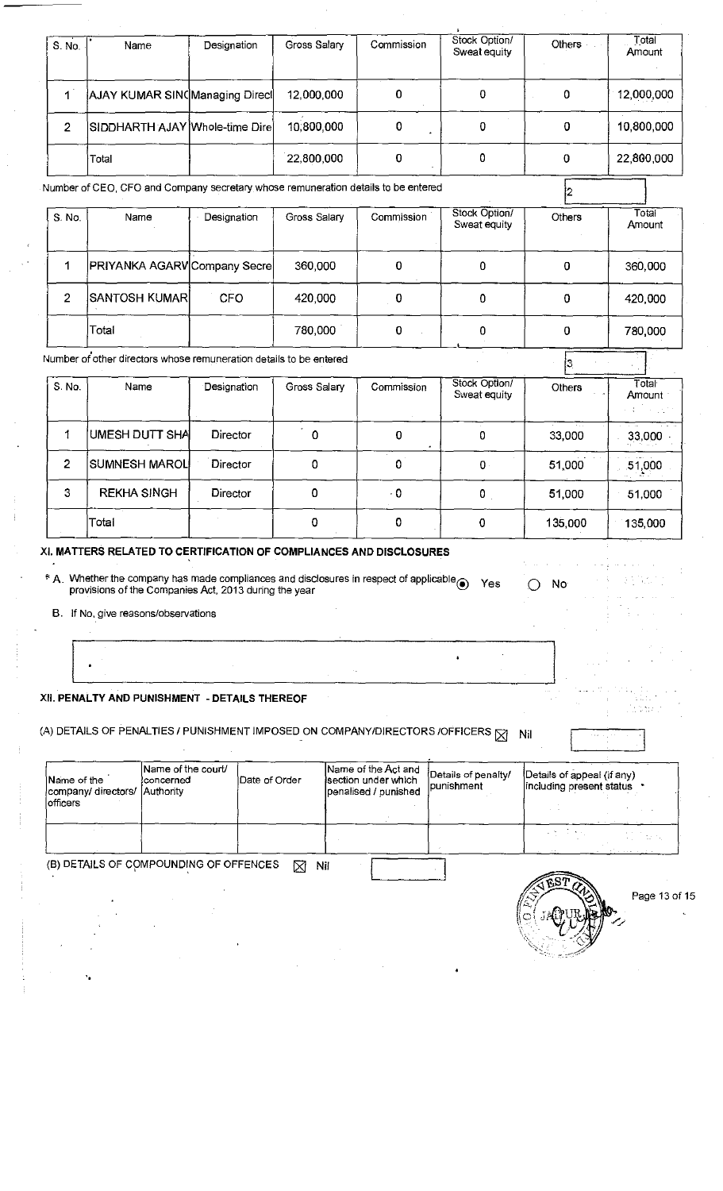| S. No. | Name | Designation | Gross Salary | Commission | Stock Option/ Sweat equity | Others | Total Amount |
|---|---|---|---|---|---|---|---|
| 1 | AJAY KUMAR SINC | Managing Direct | 12,000,000 | 0 | 0 | 0 | 12,000,000 |
| 2 | SIDDHARTH AJAY | Whole-time Dire | 10,800,000 | 0 | 0 | 0 | 10,800,000 |
| | Total | | 22,800,000 | 0 | 0 | 0 | 22,800,000 |

Number of CEO, CFO and Company secretary whose remuneration details to be entered: 2

| S. No. | Name | Designation | Gross Salary | Commission | Stock Option/ Sweat equity | Others | Total Amount |
|---|---|---|---|---|---|---|---|
| 1 | PRIYANKA AGARV | Company Secre | 360,000 | 0 | 0 | 0 | 360,000 |
| 2 | SANTOSH KUMAR | CFO | 420,000 | 0 | 0 | 0 | 420,000 |
| | Total | | 780,000 | 0 | 0 | 0 | 780,000 |

Number of other directors whose remuneration details to be entered: 3

| S. No. | Name | Designation | Gross Salary | Commission | Stock Option/ Sweat equity | Others | Total Amount |
|---|---|---|---|---|---|---|---|
| 1 | UMESH DUTT SHA | Director | 0 | 0 | 0 | 33,000 | 33,000 |
| 2 | SUMNESH MAROL | Director | 0 | 0 | 0 | 51,000 | 51,000 |
| 3 | REKHA SINGH | Director | 0 | 0 | 0 | 51,000 | 51,000 |
| | Total | | 0 | 0 | 0 | 135,000 | 135,000 |

### XI. MATTERS RELATED TO CERTIFICATION OF COMPLIANCES AND DISCLOSURES

* A. Whether the company has made compliances and disclosures in respect of applicable provisions of the Companies Act, 2013 during the year ◉ Yes ○ No

B. If No, give reasons/observations

### XII. PENALTY AND PUNISHMENT - DETAILS THEREOF

(A) DETAILS OF PENALTIES / PUNISHMENT IMPOSED ON COMPANY/DIRECTORS /OFFICERS ☒ Nil

| Name of the company/ directors/ officers | Name of the court/ concerned Authority | Date of Order | Name of the Act and section under which penalised / punished | Details of penalty/ punishment | Details of appeal (if any) including present status |
|---|---|---|---|---|---|
| | | | | | |

(B) DETAILS OF COMPOUNDING OF OFFENCES ☒ Nil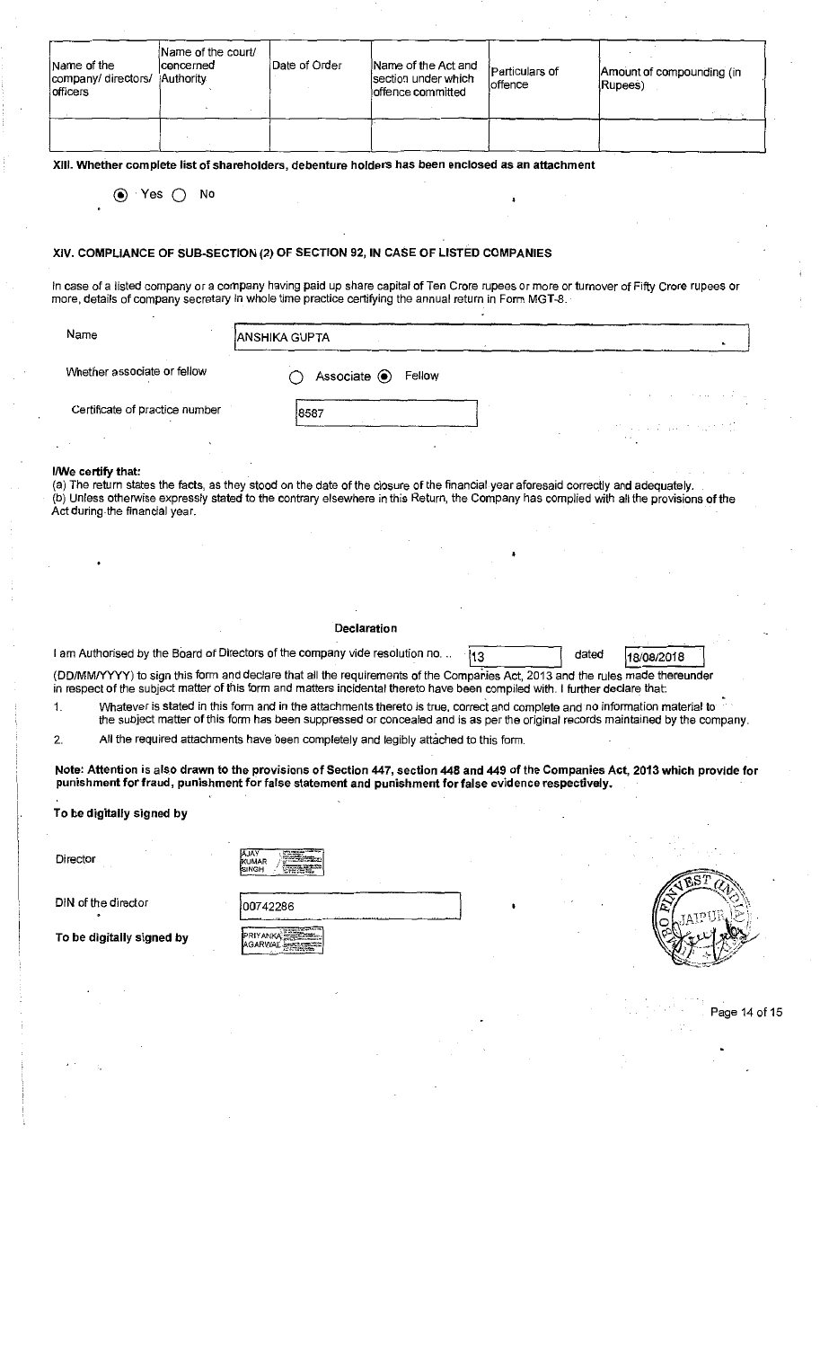| Name of the company/ directors/ officers | Name of the court/ concerned Authority | Date of Order | Name of the Act and section under which offence committed | Particulars of offence | Amount of compounding (in Rupees) |
|---|---|---|---|---|---|
| | | | | | |

**XIII. Whether complete list of shareholders, debenture holders has been enclosed as an attachment**

◉ Yes ○ No

### XIV. COMPLIANCE OF SUB-SECTION (2) OF SECTION 92, IN CASE OF LISTED COMPANIES

In case of a listed company or a company having paid up share capital of Ten Crore rupees or more or turnover of Fifty Crore rupees or more, details of company secretary in whole time practice certifying the annual return in Form MGT-8.

Name: ANSHIKA GUPTA

Whether associate or fellow: ○ Associate ◉ Fellow

Certificate of practice number: 8587

**I/We certify that:**

(a) The return states the facts, as they stood on the date of the closure of the financial year aforesaid correctly and adequately.
(b) Unless otherwise expressly stated to the contrary elsewhere in this Return, the Company has complied with all the provisions of the Act during the financial year.

### Declaration

I am Authorised by the Board of Directors of the company vide resolution no. .. 13 dated 18/08/2018

(DD/MM/YYYY) to sign this form and declare that all the requirements of the Companies Act, 2013 and the rules made thereunder in respect of the subject matter of this form and matters incidental thereto have been compiled with. I further declare that:

1. Whatever is stated in this form and in the attachments thereto is true, correct and complete and no information material to the subject matter of this form has been suppressed or concealed and is as per the original records maintained by the company.
2. All the required attachments have been completely and legibly attached to this form.

**Note: Attention is also drawn to the provisions of Section 447, section 448 and 449 of the Companies Act, 2013 which provide for punishment for fraud, punishment for false statement and punishment for false evidence respectively.**

**To be digitally signed by**

Director: AJAY KUMAR SINGH

DIN of the director: 00742286

**To be digitally signed by**: PRIYANKA AGARWAL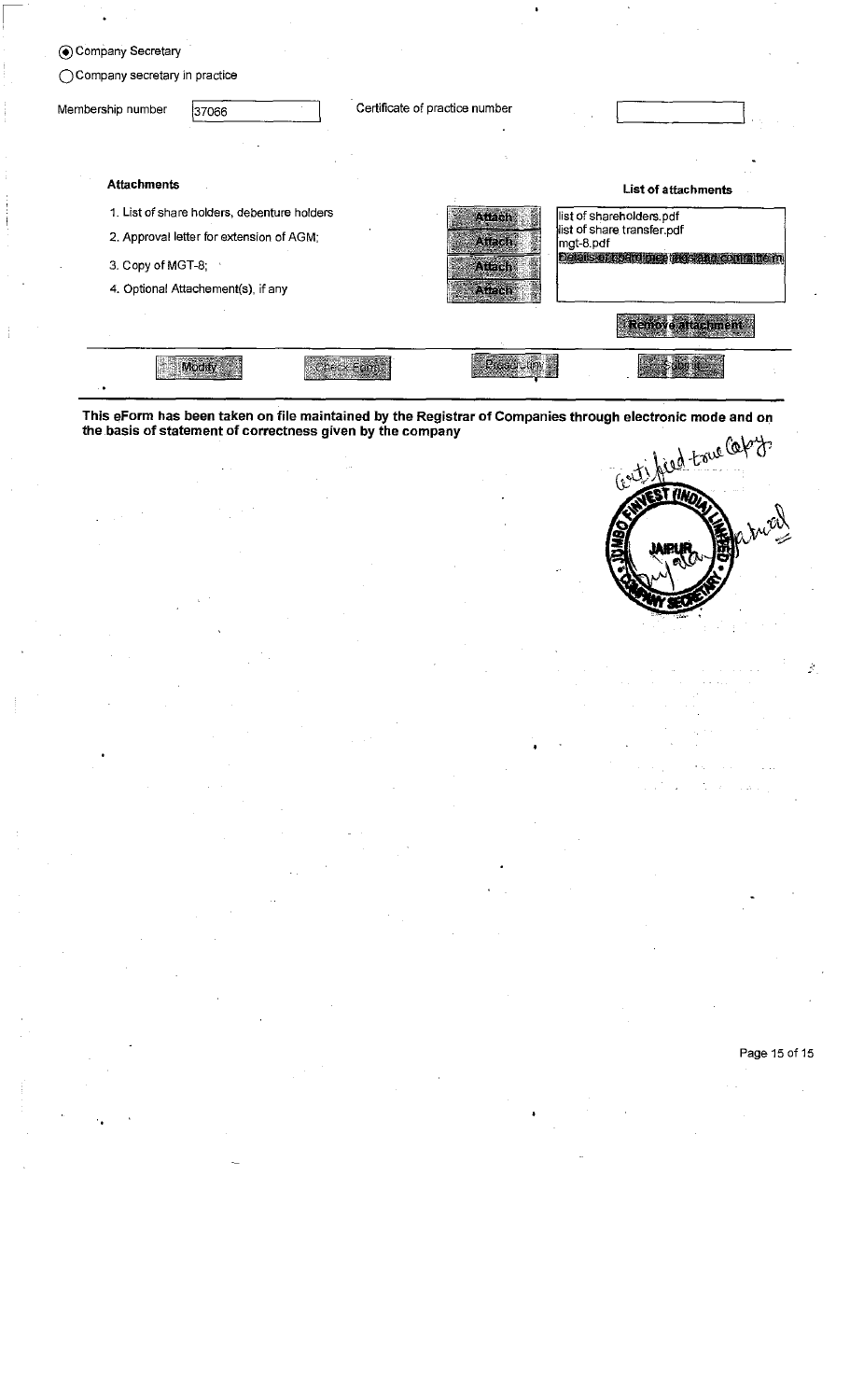(◉) Company Secretary

( ) Company secretary in practice

Membership number: 37066

Certificate of practice number: 

**Attachments**

1. List of share holders, debenture holders — Attach
2. Approval letter for extension of AGM; — Attach
3. Copy of MGT-8; — Attach
4. Optional Attachement(s), if any — Attach

**List of attachments**

- list of shareholders.pdf
- list of share transfer.pdf
- mgt-8.pdf
- Details of board meetings and committee m

Remove attachment

Modify | Check Form | Prescrutiny | Submit

**This eForm has been taken on file maintained by the Registrar of Companies through electronic mode and on the basis of statement of correctness given by the company**

Certified true Copy

JUMBO FINVEST (INDIA) LIMITED, JAIPUR, COMPANY SECRETARY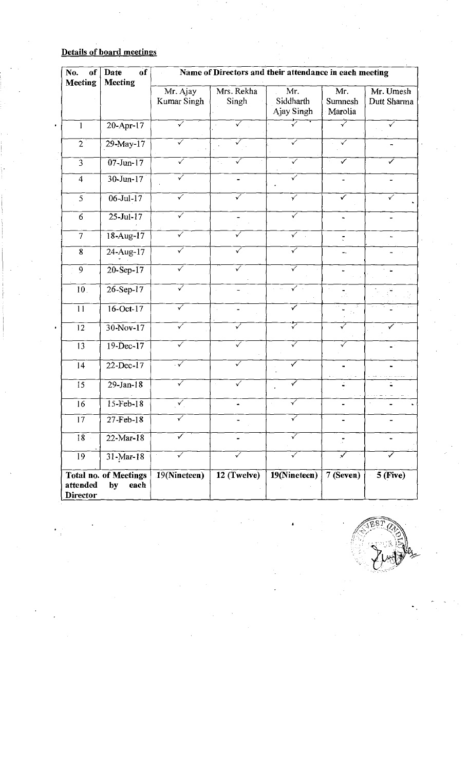**Details of board meetings**

| No. of Meeting | Date of Meeting | Name of Directors and their attendance in each meeting | | | | |
|---|---|---|---|---|---|---|
| | | Mr. Ajay Kumar Singh | Mrs. Rekha Singh | Mr. Siddharth Ajay Singh | Mr. Sumnesh Marolia | Mr. Umesh Dutt Sharma |
| 1 | 20-Apr-17 | ✓ | ✓ | ✓ | ✓ | ✓ |
| 2 | 29-May-17 | ✓ | ✓ | ✓ | ✓ | - |
| 3 | 07-Jun-17 | ✓ | ✓ | ✓ | ✓ | ✓ |
| 4 | 30-Jun-17 | ✓ | - | ✓ | - | - |
| 5 | 06-Jul-17 | ✓ | ✓ | ✓ | ✓ | ✓ |
| 6 | 25-Jul-17 | ✓ | - | ✓ | - | - |
| 7 | 18-Aug-17 | ✓ | ✓ | ✓ | - | - |
| 8 | 24-Aug-17 | ✓ | ✓ | ✓ | - | - |
| 9 | 20-Sep-17 | ✓ | ✓ | ✓ | - | - |
| 10 | 26-Sep-17 | ✓ | - | ✓ | - | - |
| 11 | 16-Oct-17 | ✓ | - | ✓ | - | - |
| 12 | 30-Nov-17 | ✓ | ✓ | ✓ | ✓ | ✓ |
| 13 | 19-Dec-17 | ✓ | ✓ | ✓ | ✓ | - |
| 14 | 22-Dec-17 | ✓ | ✓ | ✓ | - | - |
| 15 | 29-Jan-18 | ✓ | ✓ | ✓ | - | - |
| 16 | 15-Feb-18 | ✓ | - | ✓ | - | - |
| 17 | 27-Feb-18 | ✓ | - | ✓ | - | - |
| 18 | 22-Mar-18 | ✓ | - | ✓ | - | - |
| 19 | 31-Mar-18 | ✓ | ✓ | ✓ | ✓ | ✓ |
| **Total no. of Meetings attended by each Director** | | **19(Nineteen)** | **12 (Twelve)** | **19(Nineteen)** | **7 (Seven)** | **5 (Five)** |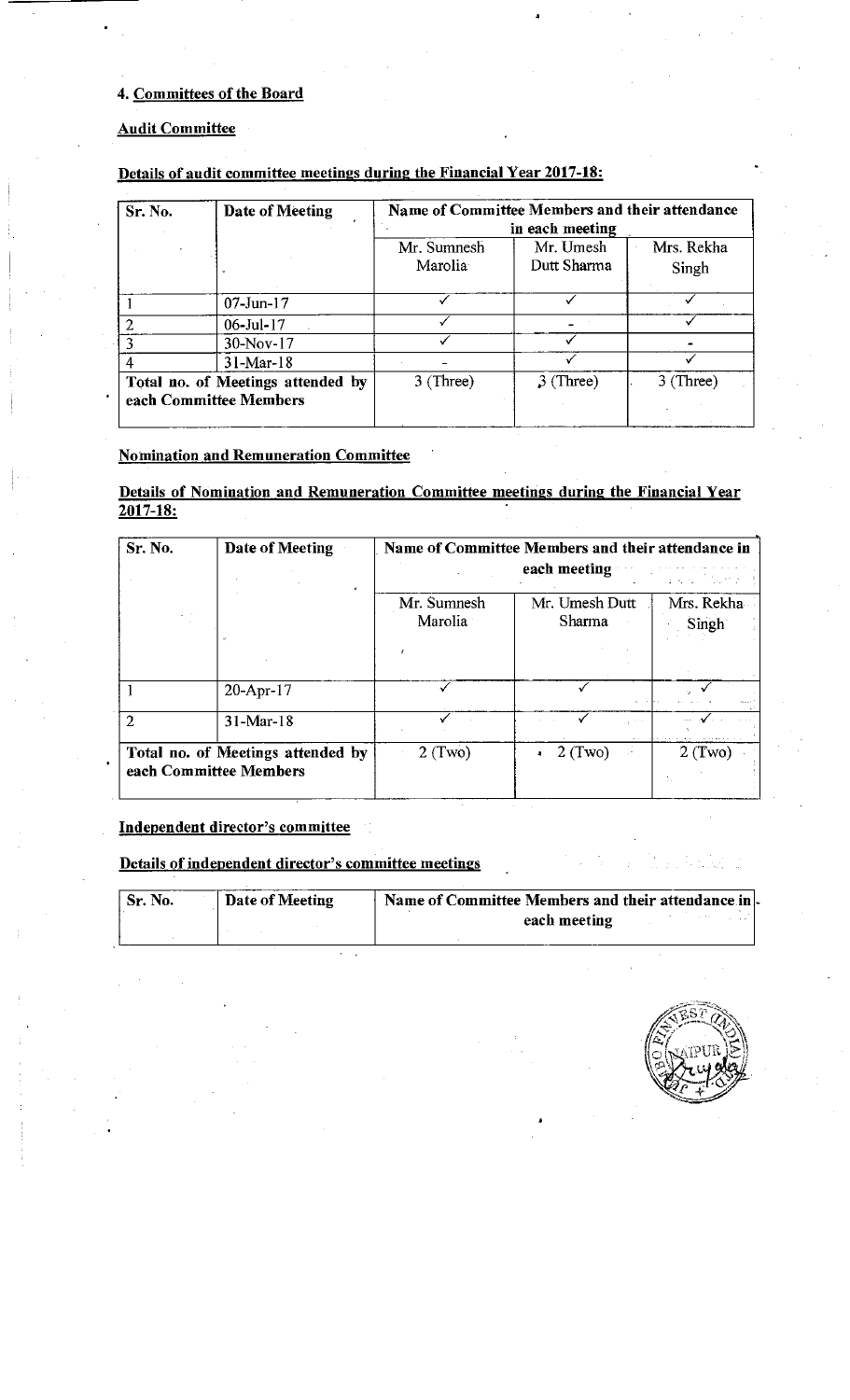### 4. Committees of the Board

**Audit Committee**

**Details of audit committee meetings during the Financial Year 2017-18:**

| Sr. No. | Date of Meeting | Name of Committee Members and their attendance in each meeting | | |
|---|---|---|---|---|
| | | Mr. Sumnesh Marolia | Mr. Umesh Dutt Sharma | Mrs. Rekha Singh |
| 1 | 07-Jun-17 | ✓ | ✓ | ✓ |
| 2 | 06-Jul-17 | ✓ | - | ✓ |
| 3 | 30-Nov-17 | ✓ | ✓ | - |
| 4 | 31-Mar-18 | - | ✓ | ✓ |
| Total no. of Meetings attended by each Committee Members | | 3 (Three) | 3 (Three) | 3 (Three) |

**Nomination and Remuneration Committee**

**Details of Nomination and Remuneration Committee meetings during the Financial Year 2017-18:**

| Sr. No. | Date of Meeting | Name of Committee Members and their attendance in each meeting | | |
|---|---|---|---|---|
| | | Mr. Sumnesh Marolia | Mr. Umesh Dutt Sharma | Mrs. Rekha Singh |
| 1 | 20-Apr-17 | ✓ | ✓ | ✓ |
| 2 | 31-Mar-18 | ✓ | ✓ | ✓ |
| Total no. of Meetings attended by each Committee Members | | 2 (Two) | 2 (Two) | 2 (Two) |

**Independent director's committee**

**Details of independent director's committee meetings**

| Sr. No. | Date of Meeting | Name of Committee Members and their attendance in each meeting |
|---|---|---|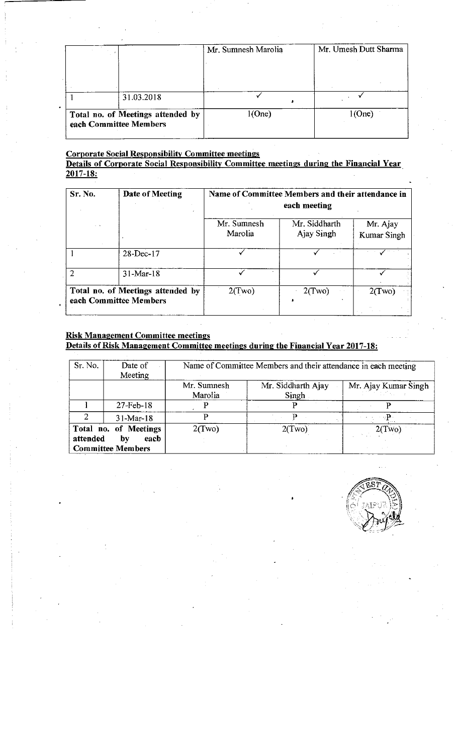| | | Mr. Sumnesh Marolia | Mr. Umesh Dutt Sharma |
|---|---|---|---|
| 1 | 31.03.2018 | ✓ | ✓ |
| Total no. of Meetings attended by each Committee Members | | 1(One) | 1(One) |

**Corporate Social Responsibility Committee meetings**

**Details of Corporate Social Responsibility Committee meetings during the Financial Year 2017-18:**

| Sr. No. | Date of Meeting | Name of Committee Members and their attendance in each meeting | | |
|---|---|---|---|---|
| | | Mr. Sumnesh Marolia | Mr. Siddharth Ajay Singh | Mr. Ajay Kumar Singh |
| 1 | 28-Dec-17 | ✓ | ✓ | ✓ |
| 2 | 31-Mar-18 | ✓ | ✓ | ✓ |
| Total no. of Meetings attended by each Committee Members | | 2(Two) | 2(Two) | 2(Two) |

**Risk Management Committee meetings**

**Details of Risk Management Committee meetings during the Financial Year 2017-18:**

| Sr. No. | Date of Meeting | Name of Committee Members and their attendance in each meeting | | |
|---|---|---|---|---|
| | | Mr. Sumnesh Marolia | Mr. Siddharth Ajay Singh | Mr. Ajay Kumar Singh |
| 1 | 27-Feb-18 | P | P | P |
| 2 | 31-Mar-18 | P | P | P |
| Total no. of Meetings attended by each Committee Members | | 2(Two) | 2(Two) | 2(Two) |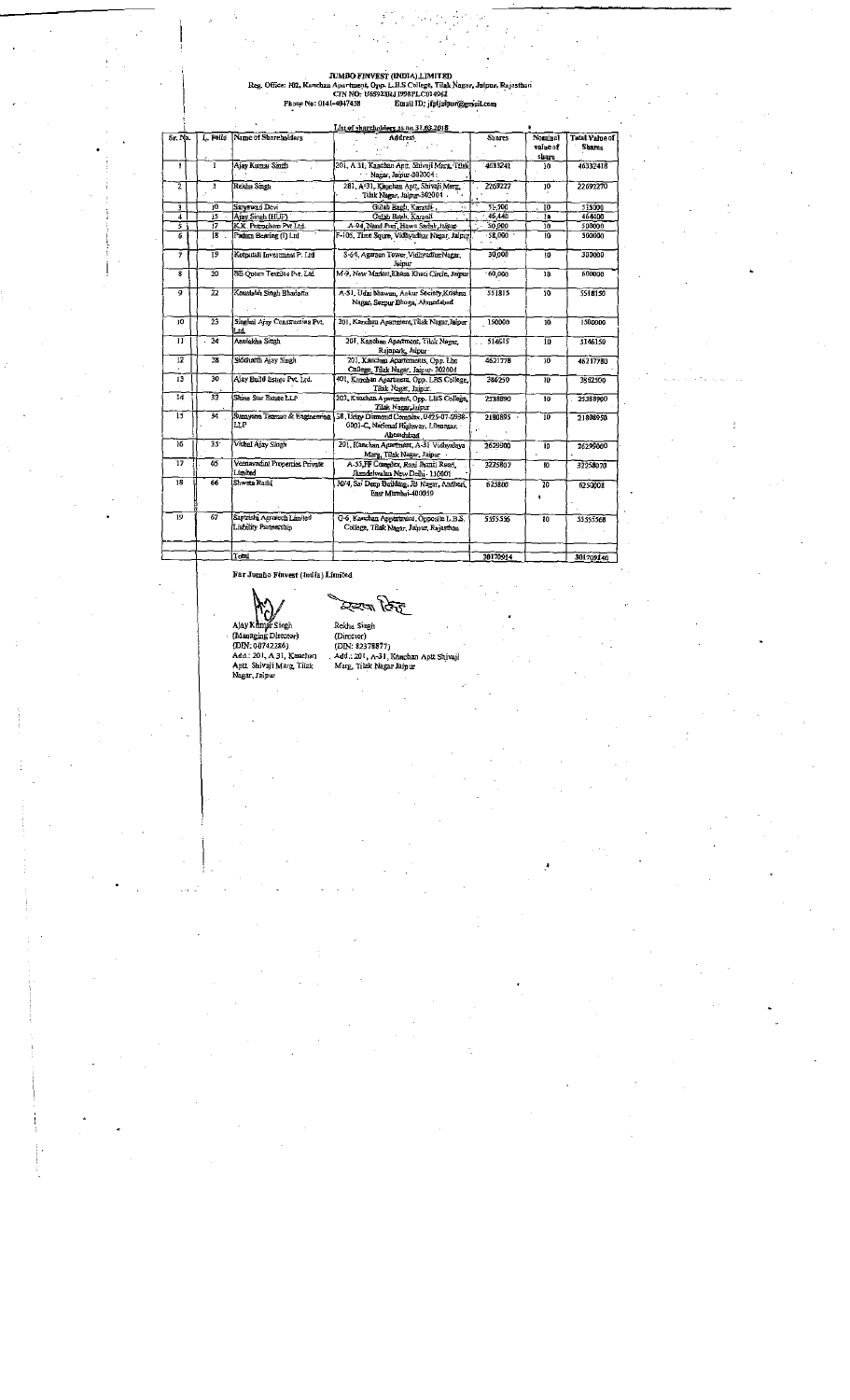# JUMBO FINVEST (INDIA) LIMITED

Reg. Office: 102, Kanchan Apartment, Opp. L.B.S College, Tilak Nagar, Jaipur, Rajasthan

CIN NO: U65923RJ1998PLC014962

Phone No: 0141-4047438 Email ID: jfpljaipur@gmail.com

## List of shareholders as on 31.03.2018

| Sr. No. | L. Folio | Name of Shareholders | Address | Shares | Nominal value of share | Total Value of Shares |
|---|---|---|---|---|---|---|
| 1 | 1 | Ajay Kumar Singh | 201, A 31, Kanchan Apt. Shivaji Marg, Tilak Nagar, Jaipur-302004 | 4633241 | 10 | 46332418 |
| 2 | 3 | Rekha Singh | 201, A-31, Kanchan Apt, Shivaji Marg, Tilak Nagar, Jaipur-302004 | 2269227 | 10 | 22692270 |
| 3 | 10 | Satyawati Devi | Gulab Bagh, Karauli | 51,500 | 10 | 515000 |
| 4 | 15 | Ajay Singh (HUF) | Gulab Bagh, Karauli | 46,440 | 10 | 464400 |
| 5 | 17 | K.K. Petrochem Pvt Ltd. | A-94, Nand Puri, Hawa Sadak, Jaipur | 50,000 | 10 | 500000 |
| 6 | 18 | Padam Bearing (I) Ltd | F-105, Time Squre, Vidhyadhar Nagar, Jaipur | 50,000 | 10 | 500000 |
| 7 | 19 | Kotputali Investment P. Ltd | S-64, Agarsen Tower, VidhyadharNagar, Jaipur | 30,000 | 10 | 300000 |
| 8 | 20 | SB Quotes Textiles Pvt. Ltd | M-9, New Market, Khasa Kothi Circle, Jaipur | 60,000 | 10 | 600000 |
| 9 | 22 | Kaushalesh Singh Bhadoria | A-51, Udai Bhawan, Ankur Society, Krishna Nagar, Saspur Bhoga, Ahmedabad | 551815 | 10 | 5518150 |
| 10 | 23 | Singhal Ajay Constructions Pvt. Ltd. | 201, Kanchan Apartment, Tilak Nagar, Jaipur | 150000 | 10 | 1500000 |
| 11 | 24 | Aanlekha Singh | 201, Kanchan Apartment, Tilak Nagar, Rajnpark, Jaipur | 514615 | 10 | 5146150 |
| 12 | 28 | Siddharth Ajay Singh | 201, Kanchan Apartments, Opp. Lbs College, Tilak Nagar, Jaipur- 302004 | 4621778 | 10 | 46217780 |
| 13 | 30 | Ajay Build Estate Pvt. Ltd. | 401, Kanchan Apartment, Opp. LBS College, Tilak Nagar, Jaipur | 386250 | 10 | 3862500 |
| 14 | 33 | Shine Star Estate LLP | 203, Kanchan Apartment, Opp. LBS College, Tilak Nagar, Jaipur | 2538890 | 10 | 25388900 |
| 15 | 34 | Sumyson Texmac & Engineering LLP | 58, Uday Diamond Complex, 0425-07-0038-0001-C, National Highway, I.Bangar, Ahmedabad | 2180895 | 10 | 21808950 |
| 16 | 35 | Vishal Ajay Singh | 201, Kanchan Apartment, A-31 Vidhyalaya Marg, Tilak Nagar, Jaipur | 2629900 | 10 | 26299000 |
| 17 | 65 | Veenavadini Properties Private Limited | A-35,FF Complex, Rani Jhansi Road, Jhandelwalan New Delhi- 110001 | 3225807 | 10 | 32258070 |
| 18 | 66 | Shweta Rathi | 30/4, Sai Deep Building, JB Nagar, Andheri, East Mumbai-400059 | 625800 | 10 | 6258000 |
| 19 | 67 | Saptrishi Agrotech Limited Liability Partnership | G-6, Kanchan Apartment, Opposite L.B.S. College, Tilak Nagar, Jaipur, Rajasthan | 5355556 | 10 | 53555560 |
| | | Total | | 30170914 | | 301709140 |

**For Jumbo Finvest (India) Limited**

Ajay Kumar Singh
(Managing Director)
(DIN: 00742286)
Add.: 201, A 31, Kanchan Aptt. Shivaji Marg, Tilak Nagar, Jaipur

Rekha Singh
(Director)
(DIN: 82378877)
Add.: 201, A-31, Kanchan Aptt Shivaji Marg, Tilak Nagar Jaipur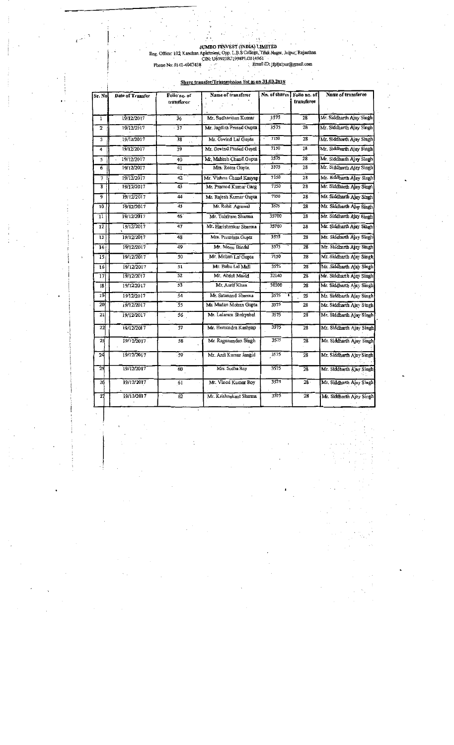**JUMBO FINVEST (INDIA) LIMITED**
Reg. Office: 102, Kanchan Apartment, Opp. L.B.S College, Tilak Nagar, Jaipur, Rajasthan
CIN: U65923RJ1998PLC014961
Phone No: 0141-4047438 Email ID: jfpljaipur@gmail.com

## Share transfer/Transmission list as on 31.03.2018

| Sr. No | Date of Transfer | Folio no. of transferor | Name of transferor | No. of shares | Folio no. of transferee | Name of transferee |
|---|---|---|---|---|---|---|
| 1 | 19/12/2017 | 36 | Mr. Sudharshan Kumar | 3575 | 28 | Mr. Siddharth Ajay Singh |
| 2 | 19/12/2017 | 37 | Mr. Jagdish Prasad Gupta | 3575 | 28 | Mr. Siddharth Ajay Singh |
| 3 | 19/12/2017 | 38 | Mr. Govind Lal Gupta | 7150 | 28 | Mr. Siddharth Ajay Singh |
| 4 | 19/12/2017 | 39 | Mr. Govind Prasad Goyal | 7150 | 28 | Mr. Siddharth Ajay Singh |
| 5 | 19/12/2017 | 40 | Mr. Mahesh Chand Gupta | 3575 | 28 | Mr. Siddharth Ajay Singh |
| 6 | 19/12/2017 | 41 | Mrs. Reena Gupta | 3575 | 28 | Mr. Siddharth Ajay Singh |
| 7 | 19/12/2017 | 42 | Mr. Vishnu Chand Kasyap | 7150 | 28 | Mr. Siddharth Ajay Singh |
| 8 | 19/12/2017 | 43 | Mr. Pramod Kumar Garg | 7150 | 28 | Mr. Siddharth Ajay Singh |
| 9 | 19/12/2017 | 44 | Mr. Rajesh Kumar Gupta | 7150 | 28 | Mr. Siddharth Ajay Singh |
| 10 | 19/12/2017 | 45 | Mr. Rohit Agrawal | 3575 | 28 | Mr. Siddharth Ajay Singh |
| 11 | 19/12/2017 | 46 | Mr. Tulsiram Sharma | 35700 | 28 | Mr. Siddharth Ajay Singh |
| 12 | 19/12/2017 | 47 | Mr. Harishankar Sharma | 35700 | 28 | Mr. Siddharth Ajay Singh |
| 13 | 19/12/2017 | 48 | Mrs. Premlata Gupta | 3575 | 28 | Mr. Siddharth Ajay Singh |
| 14 | 19/12/2017 | 49 | Mr. Monu Bindal | 3575 | 28 | Mr. Siddharth Ajay Singh |
| 15 | 19/12/2017 | 50 | Mr. Mohan Lal Gupta | 7150 | 28 | Mr. Siddharth Ajay Singh |
| 16 | 19/12/2017 | 51 | Mr. Babu Lal Mali | 3575 | 28 | Mr. Siddharth Ajay Singh |
| 17 | 19/12/2017 | 52 | Mr. Abdul Mazid | 32140 | 28 | Mr. Siddharth Ajay Singh |
| 18 | 19/12/2017 | 53 | Mr. Aasif Khan | 30300 | 28 | Mr. Siddharth Ajay Singh |
| 19 | 19/12/2017 | 54 | Mr. Satanand Sharma | 3575 | 28 | Mr. Siddharth Ajay Singh |
| 20 | 19/12/2017 | 55 | Mr. Madan Mohan Gupta | 3575 | 28 | Mr. Siddharth Ajay Singh |
| 21 | 19/12/2017 | 56 | Mr. Lalaram Shakyabal | 3575 | 28 | Mr. Siddharth Ajay Singh |
| 22 | 19/12/2017 | 57 | Mr. Hemendra Kashyap | 3575 | 28 | Mr. Siddharth Ajay Singh |
| 23 | 19/12/2017 | 58 | Mr. Ragunandan Singh | 3575 | 28 | Mr. Siddharth Ajay Singh |
| 24 | 19/12/2017 | 59 | Mr. Anil Kumar Jangid | 3575 | 28 | Mr. Siddharth Ajay Singh |
| 25 | 19/12/2017 | 60 | Mrs. Sudha Roy | 3575 | 28 | Mr. Siddharth Ajay Singh |
| 26 | 19/12/2017 | 61 | Mr. Vinod Kumar Roy | 3575 | 28 | Mr. Siddharth Ajay Singh |
| 27 | 19/12/2017 | 62 | Mr. Krishnakant Sharma | 3575 | 28 | Mr. Siddharth Ajay Singh |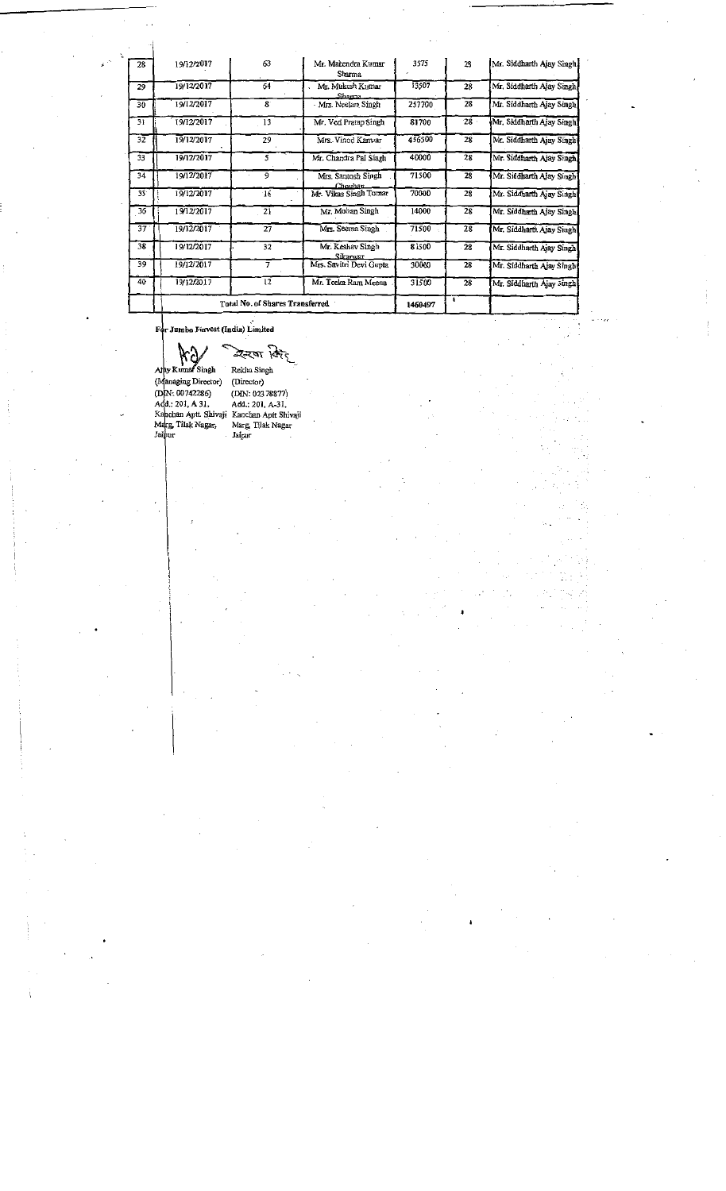| 28 | 19/12/2017 | 63 | Mr. Mahendra Kumar Sharma | 3575 | 28 | Mr. Siddharth Ajay Singh |
|---|---|---|---|---|---|---|
| 29 | 19/12/2017 | 64 | Mr. Mukesh Kumar Sharma | 13507 | 28 | Mr. Siddharth Ajay Singh |
| 30 | 19/12/2017 | 8 | Mrs. Neelam Singh | 257700 | 28 | Mr. Siddharth Ajay Singh |
| 31 | 19/12/2017 | 13 | Mr. Ved Pratap Singh | 81700 | 28 | Mr. Siddharth Ajay Singh |
| 32 | 19/12/2017 | 29 | Mrs. Vinod Kanwar | 456500 | 28 | Mr. Siddharth Ajay Singh |
| 33 | 19/12/2017 | 5 | Mr. Chandra Pal Singh | 40000 | 28 | Mr. Siddharth Ajay Singh |
| 34 | 19/12/2017 | 9 | Mrs. Santosh Singh Chouhan | 71500 | 28 | Mr. Siddharth Ajay Singh |
| 35 | 19/12/2017 | 16 | Mr. Vikas Singh Tomar | 70000 | 28 | Mr. Siddharth Ajay Singh |
| 36 | 19/12/2017 | 21 | Mr. Mohan Singh | 14000 | 28 | Mr. Siddharth Ajay Singh |
| 37 | 19/12/2017 | 27 | Mrs. Seema Singh | 71500 | 28 | Mr. Siddharth Ajay Singh |
| 38 | 19/12/2017 | 32 | Mr. Keshav Singh Sikarwar | 81500 | 28 | Mr. Siddharth Ajay Singh |
| 39 | 19/12/2017 | 7 | Mrs. Savitri Devi Gupta | 30000 | 28 | Mr. Siddharth Ajay Singh |
| 40 | 19/12/2017 | 12 | Mr. Teeka Ram Meena | 31500 | 28 | Mr. Siddharth Ajay Singh |
| | Total No. of Shares Transferred | | | 1460497 | | |

**For Jumbo Finvest (India) Limited**

| Ajay Kumar Singh | Rekha Singh |
|---|---|
| (Managing Director) | (Director) |
| (DIN: 00742286) | (DIN: 02378877) |
| Add.: 201, A 31, | Add.: 201, A-31, |
| Kanchan Aptt. Shivaji | Kanchan Aptt Shivaji |
| Marg, Tilak Nagar, | Marg, Tilak Nagar |
| Jaipur | Jaipur |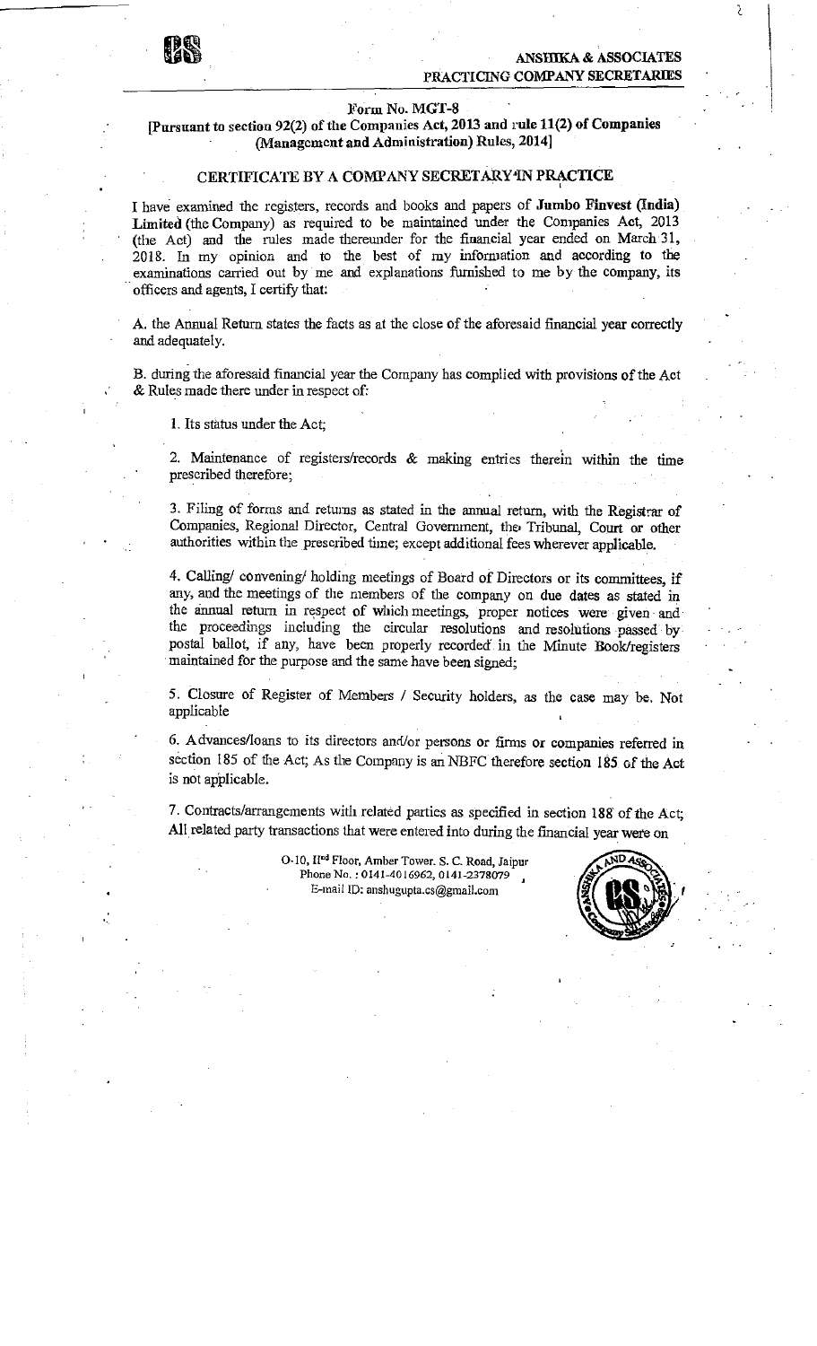**ANSHIKA & ASSOCIATES**
**PRACTICING COMPANY SECRETARIES**

**Form No. MGT-8**
**[Pursuant to section 92(2) of the Companies Act, 2013 and rule 11(2) of Companies (Management and Administration) Rules, 2014]**

## CERTIFICATE BY A COMPANY SECRETARY IN PRACTICE

I have examined the registers, records and books and papers of **Jumbo Finvest (India) Limited** (the Company) as required to be maintained under the Companies Act, 2013 (the Act) and the rules made thereunder for the financial year ended on March 31, 2018. In my opinion and to the best of my information and according to the examinations carried out by me and explanations furnished to me by the company, its officers and agents, I certify that:

A. the Annual Return states the facts as at the close of the aforesaid financial year correctly and adequately.

B. during the aforesaid financial year the Company has complied with provisions of the Act & Rules made there under in respect of:

1. Its status under the Act;

2. Maintenance of registers/records & making entries therein within the time prescribed therefore;

3. Filing of forms and returns as stated in the annual return, with the Registrar of Companies, Regional Director, Central Government, the Tribunal, Court or other authorities within the prescribed time; except additional fees wherever applicable.

4. Calling/ convening/ holding meetings of Board of Directors or its committees, if any, and the meetings of the members of the company on due dates as stated in the annual return in respect of which meetings, proper notices were given and the proceedings including the circular resolutions and resolutions passed by postal ballot, if any, have been properly recorded in the Minute Book/registers maintained for the purpose and the same have been signed;

5. Closure of Register of Members / Security holders, as the case may be. Not applicable

6. Advances/loans to its directors and/or persons or firms or companies referred in section 185 of the Act; As the Company is an NBFC therefore section 185 of the Act is not applicable.

7. Contracts/arrangements with related parties as specified in section 188 of the Act; All related party transactions that were entered into during the financial year were on

O-10, IInd Floor, Amber Tower. S. C. Road, Jaipur
Phone No. : 0141-4016962, 0141-2378079
E-mail ID: anshugupta.cs@gmail.com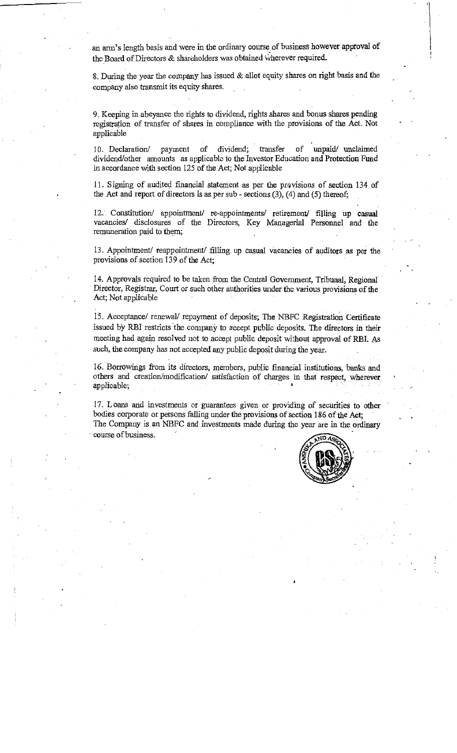an arm's length basis and were in the ordinary course of business however approval of the Board of Directors & shareholders was obtained wherever required.

8. During the year the company has issued & allot equity shares on right basis and the company also transmit its equity shares.

9. Keeping in abeyance the rights to dividend, rights shares and bonus shares pending registration of transfer of shares in compliance with the provisions of the Act. Not applicable

10. Declaration/ payment of dividend; transfer of unpaid/ unclaimed dividend/other amounts as applicable to the Investor Education and Protection Fund in accordance with section 125 of the Act; Not applicable

11. Signing of audited financial statement as per the provisions of section 134 of the Act and report of directors is as per sub - sections (3), (4) and (5) thereof;

12. Constitution/ appointment/ re-appointments/ retirement/ filling up casual vacancies/ disclosures of the Directors, Key Managerial Personnel and the remuneration paid to them;

13. Appointment/ reappointment/ filling up casual vacancies of auditors as per the provisions of section 139 of the Act;

14. Approvals required to be taken from the Central Government, Tribunal, Regional Director, Registrar, Court or such other authorities under the various provisions of the Act; Not applicable

15. Acceptance/ renewal/ repayment of deposits; The NBFC Registration Certificate issued by RBI restricts the company to accept public deposits. The directors in their meeting had again resolved not to accept public deposit without approval of RBI. As such, the company has not accepted any public deposit during the year.

16. Borrowings from its directors, members, public financial institutions, banks and others and creation/modification/ satisfaction of charges in that respect, wherever applicable;

17. Loans and investments or guarantees given or providing of securities to other bodies corporate or persons falling under the provisions of section 186 of the Act;
The Company is an NBFC and investments made during the year are in the ordinary course of business.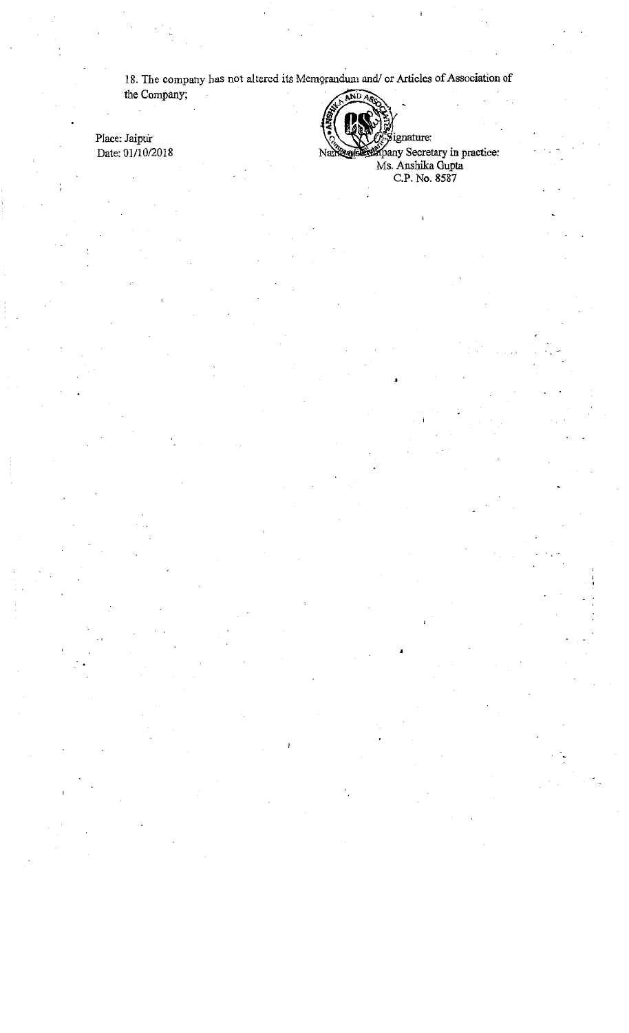18. The company has not altered its Memorandum and/ or Articles of Association of the Company;

Place: Jaipur
Date: 01/10/2018

Signature:
Name of Company Secretary in practice:
Ms. Anshika Gupta
C.P. No. 8587